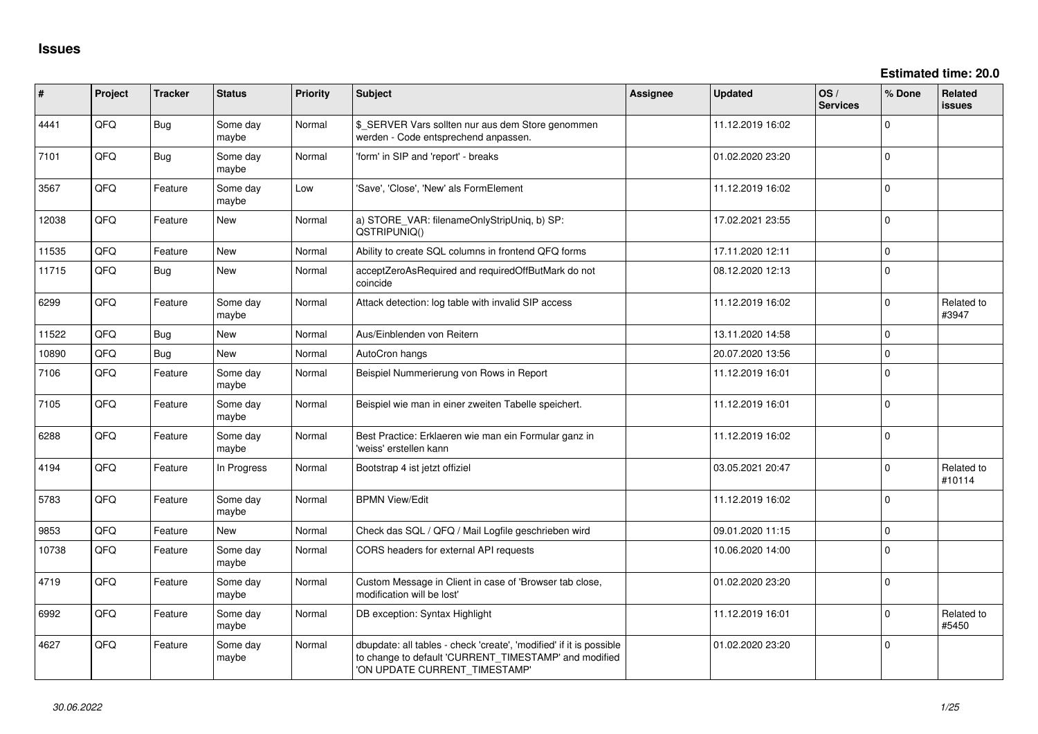# Issues

**Estimated time: 20.0**

| # | Project | Tracker | Status | Priority | Subject | Assignee | Updated | OS / Services | % Done | Related issues |
|---|---|---|---|---|---|---|---|---|---|---|
| 4441 | QFQ | Bug | Some day maybe | Normal | $_SERVER Vars sollten nur aus dem Store genommen werden - Code entsprechend anpassen. | | 11.12.2019 16:02 | | 0 | |
| 7101 | QFQ | Bug | Some day maybe | Normal | 'form' in SIP and 'report' - breaks | | 01.02.2020 23:20 | | 0 | |
| 3567 | QFQ | Feature | Some day maybe | Low | 'Save', 'Close', 'New' als FormElement | | 11.12.2019 16:02 | | 0 | |
| 12038 | QFQ | Feature | New | Normal | a) STORE_VAR: filenameOnlyStripUniq, b) SP: QSTRIPUNIQ() | | 17.02.2021 23:55 | | 0 | |
| 11535 | QFQ | Feature | New | Normal | Ability to create SQL columns in frontend QFQ forms | | 17.11.2020 12:11 | | 0 | |
| 11715 | QFQ | Bug | New | Normal | acceptZeroAsRequired and requiredOffButMark do not coincide | | 08.12.2020 12:13 | | 0 | |
| 6299 | QFQ | Feature | Some day maybe | Normal | Attack detection: log table with invalid SIP access | | 11.12.2019 16:02 | | 0 | Related to #3947 |
| 11522 | QFQ | Bug | New | Normal | Aus/Einblenden von Reitern | | 13.11.2020 14:58 | | 0 | |
| 10890 | QFQ | Bug | New | Normal | AutoCron hangs | | 20.07.2020 13:56 | | 0 | |
| 7106 | QFQ | Feature | Some day maybe | Normal | Beispiel Nummerierung von Rows in Report | | 11.12.2019 16:01 | | 0 | |
| 7105 | QFQ | Feature | Some day maybe | Normal | Beispiel wie man in einer zweiten Tabelle speichert. | | 11.12.2019 16:01 | | 0 | |
| 6288 | QFQ | Feature | Some day maybe | Normal | Best Practice: Erklaeren wie man ein Formular ganz in 'weiss' erstellen kann | | 11.12.2019 16:02 | | 0 | |
| 4194 | QFQ | Feature | In Progress | Normal | Bootstrap 4 ist jetzt offiziel | | 03.05.2021 20:47 | | 0 | Related to #10114 |
| 5783 | QFQ | Feature | Some day maybe | Normal | BPMN View/Edit | | 11.12.2019 16:02 | | 0 | |
| 9853 | QFQ | Feature | New | Normal | Check das SQL / QFQ / Mail Logfile geschrieben wird | | 09.01.2020 11:15 | | 0 | |
| 10738 | QFQ | Feature | Some day maybe | Normal | CORS headers for external API requests | | 10.06.2020 14:00 | | 0 | |
| 4719 | QFQ | Feature | Some day maybe | Normal | Custom Message in Client in case of 'Browser tab close, modification will be lost' | | 01.02.2020 23:20 | | 0 | |
| 6992 | QFQ | Feature | Some day maybe | Normal | DB exception: Syntax Highlight | | 11.12.2019 16:01 | | 0 | Related to #5450 |
| 4627 | QFQ | Feature | Some day maybe | Normal | dbupdate: all tables - check 'create', 'modified' if it is possible to change to default 'CURRENT_TIMESTAMP' and modified 'ON UPDATE CURRENT_TIMESTAMP' | | 01.02.2020 23:20 | | 0 | |

*30.06.2022*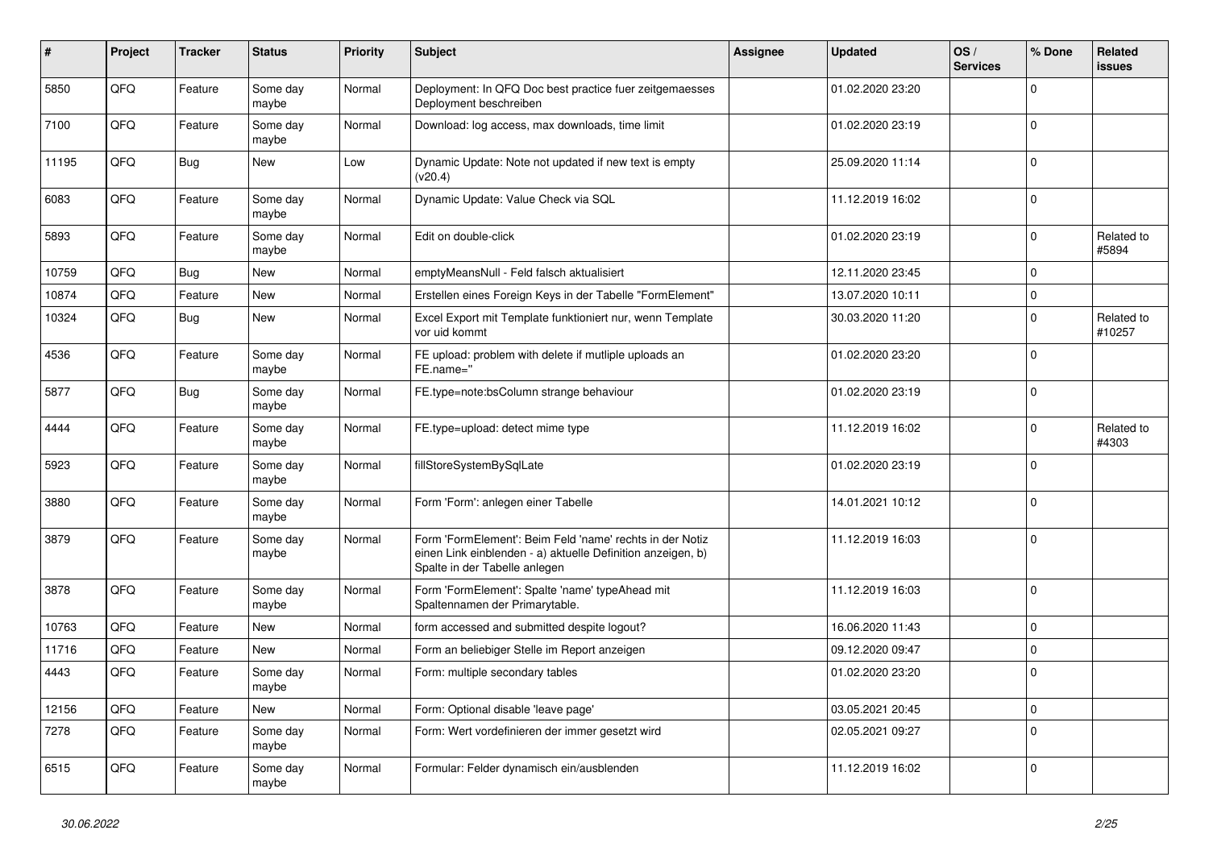| # | Project | Tracker | Status | Priority | Subject | Assignee | Updated | OS / Services | % Done | Related issues |
|---|---|---|---|---|---|---|---|---|---|---|
| 5850 | QFQ | Feature | Some day maybe | Normal | Deployment: In QFQ Doc best practice fuer zeitgemaesses Deployment beschreiben | | 01.02.2020 23:20 | | 0 | |
| 7100 | QFQ | Feature | Some day maybe | Normal | Download: log access, max downloads, time limit | | 01.02.2020 23:19 | | 0 | |
| 11195 | QFQ | Bug | New | Low | Dynamic Update: Note not updated if new text is empty (v20.4) | | 25.09.2020 11:14 | | 0 | |
| 6083 | QFQ | Feature | Some day maybe | Normal | Dynamic Update: Value Check via SQL | | 11.12.2019 16:02 | | 0 | |
| 5893 | QFQ | Feature | Some day maybe | Normal | Edit on double-click | | 01.02.2020 23:19 | | 0 | Related to #5894 |
| 10759 | QFQ | Bug | New | Normal | emptyMeansNull - Feld falsch aktualisiert | | 12.11.2020 23:45 | | 0 | |
| 10874 | QFQ | Feature | New | Normal | Erstellen eines Foreign Keys in der Tabelle "FormElement" | | 13.07.2020 10:11 | | 0 | |
| 10324 | QFQ | Bug | New | Normal | Excel Export mit Template funktioniert nur, wenn Template vor uid kommt | | 30.03.2020 11:20 | | 0 | Related to #10257 |
| 4536 | QFQ | Feature | Some day maybe | Normal | FE upload: problem with delete if mutliple uploads an FE.name=" | | 01.02.2020 23:20 | | 0 | |
| 5877 | QFQ | Bug | Some day maybe | Normal | FE.type=note:bsColumn strange behaviour | | 01.02.2020 23:19 | | 0 | |
| 4444 | QFQ | Feature | Some day maybe | Normal | FE.type=upload: detect mime type | | 11.12.2019 16:02 | | 0 | Related to #4303 |
| 5923 | QFQ | Feature | Some day maybe | Normal | fillStoreSystemBySqlLate | | 01.02.2020 23:19 | | 0 | |
| 3880 | QFQ | Feature | Some day maybe | Normal | Form 'Form': anlegen einer Tabelle | | 14.01.2021 10:12 | | 0 | |
| 3879 | QFQ | Feature | Some day maybe | Normal | Form 'FormElement': Beim Feld 'name' rechts in der Notiz einen Link einblenden - a) aktuelle Definition anzeigen, b) Spalte in der Tabelle anlegen | | 11.12.2019 16:03 | | 0 | |
| 3878 | QFQ | Feature | Some day maybe | Normal | Form 'FormElement': Spalte 'name' typeAhead mit Spaltennamen der Primarytable. | | 11.12.2019 16:03 | | 0 | |
| 10763 | QFQ | Feature | New | Normal | form accessed and submitted despite logout? | | 16.06.2020 11:43 | | 0 | |
| 11716 | QFQ | Feature | New | Normal | Form an beliebiger Stelle im Report anzeigen | | 09.12.2020 09:47 | | 0 | |
| 4443 | QFQ | Feature | Some day maybe | Normal | Form: multiple secondary tables | | 01.02.2020 23:20 | | 0 | |
| 12156 | QFQ | Feature | New | Normal | Form: Optional disable 'leave page' | | 03.05.2021 20:45 | | 0 | |
| 7278 | QFQ | Feature | Some day maybe | Normal | Form: Wert vordefinieren der immer gesetzt wird | | 02.05.2021 09:27 | | 0 | |
| 6515 | QFQ | Feature | Some day maybe | Normal | Formular: Felder dynamisch ein/ausblenden | | 11.12.2019 16:02 | | 0 | |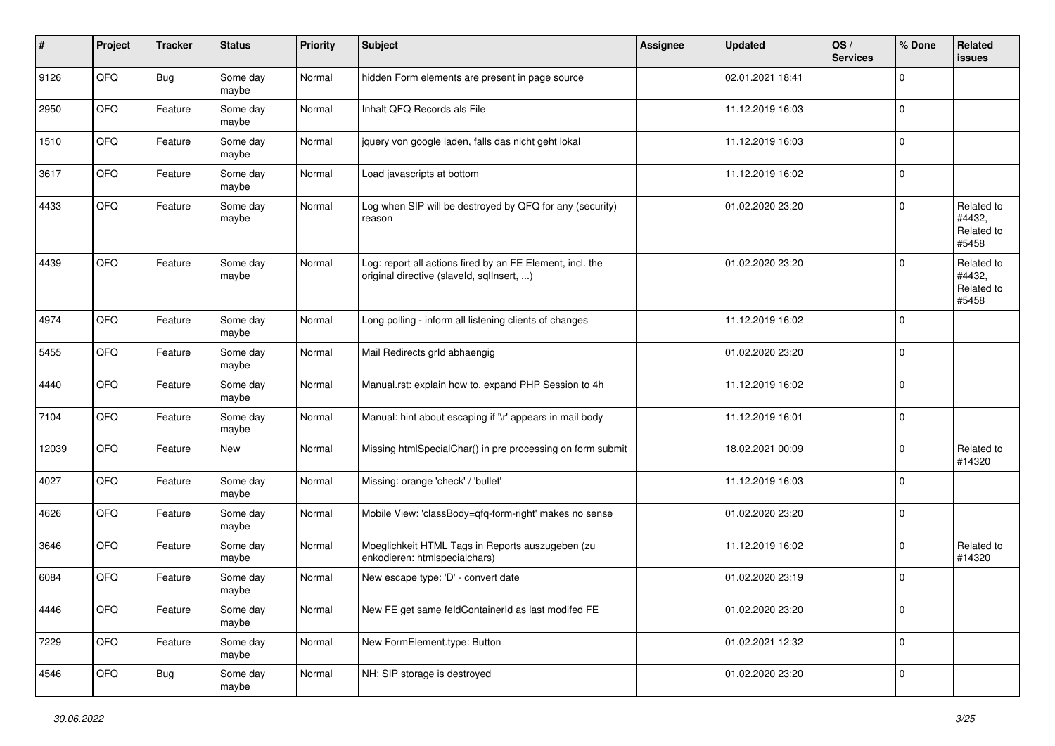| # | Project | Tracker | Status | Priority | Subject | Assignee | Updated | OS / Services | % Done | Related issues |
|---|---|---|---|---|---|---|---|---|---|---|
| 9126 | QFQ | Bug | Some day maybe | Normal | hidden Form elements are present in page source | | 02.01.2021 18:41 | | 0 | |
| 2950 | QFQ | Feature | Some day maybe | Normal | Inhalt QFQ Records als File | | 11.12.2019 16:03 | | 0 | |
| 1510 | QFQ | Feature | Some day maybe | Normal | jquery von google laden, falls das nicht geht lokal | | 11.12.2019 16:03 | | 0 | |
| 3617 | QFQ | Feature | Some day maybe | Normal | Load javascripts at bottom | | 11.12.2019 16:02 | | 0 | |
| 4433 | QFQ | Feature | Some day maybe | Normal | Log when SIP will be destroyed by QFQ for any (security) reason | | 01.02.2020 23:20 | | 0 | Related to #4432, Related to #5458 |
| 4439 | QFQ | Feature | Some day maybe | Normal | Log: report all actions fired by an FE Element, incl. the original directive (slaveId, sqlInsert, ...) | | 01.02.2020 23:20 | | 0 | Related to #4432, Related to #5458 |
| 4974 | QFQ | Feature | Some day maybe | Normal | Long polling - inform all listening clients of changes | | 11.12.2019 16:02 | | 0 | |
| 5455 | QFQ | Feature | Some day maybe | Normal | Mail Redirects grId abhaengig | | 01.02.2020 23:20 | | 0 | |
| 4440 | QFQ | Feature | Some day maybe | Normal | Manual.rst: explain how to. expand PHP Session to 4h | | 11.12.2019 16:02 | | 0 | |
| 7104 | QFQ | Feature | Some day maybe | Normal | Manual: hint about escaping if '\r' appears in mail body | | 11.12.2019 16:01 | | 0 | |
| 12039 | QFQ | Feature | New | Normal | Missing htmlSpecialChar() in pre processing on form submit | | 18.02.2021 00:09 | | 0 | Related to #14320 |
| 4027 | QFQ | Feature | Some day maybe | Normal | Missing: orange 'check' / 'bullet' | | 11.12.2019 16:03 | | 0 | |
| 4626 | QFQ | Feature | Some day maybe | Normal | Mobile View: 'classBody=qfq-form-right' makes no sense | | 01.02.2020 23:20 | | 0 | |
| 3646 | QFQ | Feature | Some day maybe | Normal | Moeglichkeit HTML Tags in Reports auszugeben (zu enkodieren: htmlspecialchars) | | 11.12.2019 16:02 | | 0 | Related to #14320 |
| 6084 | QFQ | Feature | Some day maybe | Normal | New escape type: 'D' - convert date | | 01.02.2020 23:19 | | 0 | |
| 4446 | QFQ | Feature | Some day maybe | Normal | New FE get same feldContainerId as last modifed FE | | 01.02.2020 23:20 | | 0 | |
| 7229 | QFQ | Feature | Some day maybe | Normal | New FormElement.type: Button | | 01.02.2021 12:32 | | 0 | |
| 4546 | QFQ | Bug | Some day maybe | Normal | NH: SIP storage is destroyed | | 01.02.2020 23:20 | | 0 | |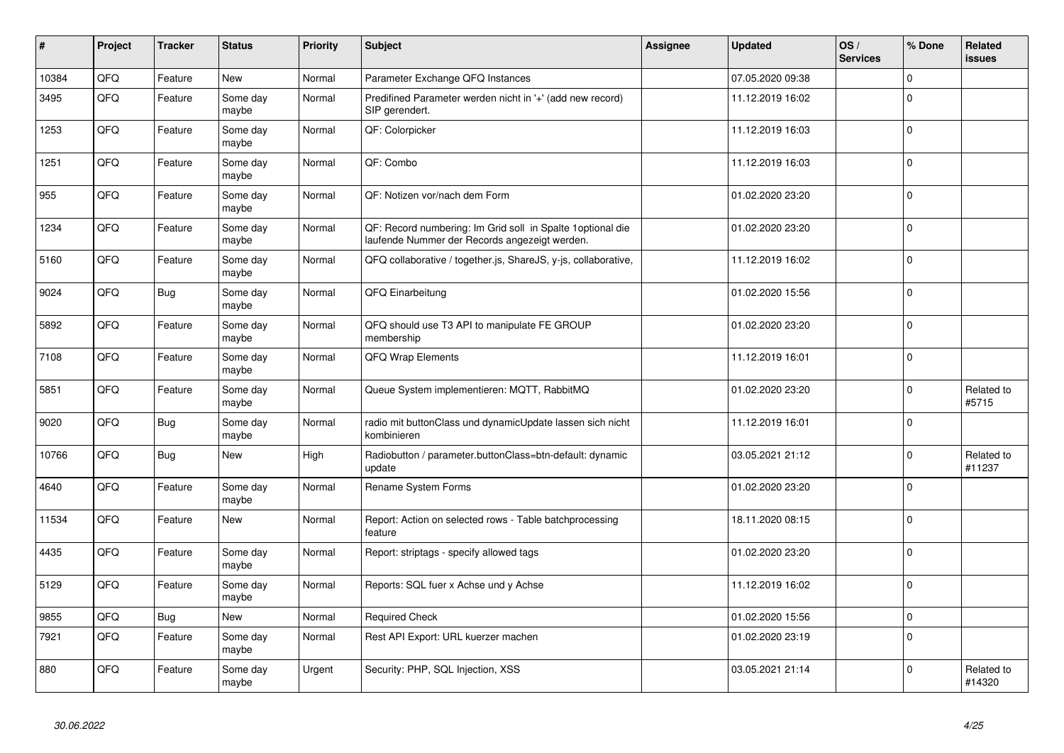| # | Project | Tracker | Status | Priority | Subject | Assignee | Updated | OS / Services | % Done | Related issues |
|---|---|---|---|---|---|---|---|---|---|---|
| 10384 | QFQ | Feature | New | Normal | Parameter Exchange QFQ Instances | | 07.05.2020 09:38 | | 0 | |
| 3495 | QFQ | Feature | Some day maybe | Normal | Predifined Parameter werden nicht in '+' (add new record) SIP gerendert. | | 11.12.2019 16:02 | | 0 | |
| 1253 | QFQ | Feature | Some day maybe | Normal | QF: Colorpicker | | 11.12.2019 16:03 | | 0 | |
| 1251 | QFQ | Feature | Some day maybe | Normal | QF: Combo | | 11.12.2019 16:03 | | 0 | |
| 955 | QFQ | Feature | Some day maybe | Normal | QF: Notizen vor/nach dem Form | | 01.02.2020 23:20 | | 0 | |
| 1234 | QFQ | Feature | Some day maybe | Normal | QF: Record numbering: Im Grid soll in Spalte 1optional die laufende Nummer der Records angezeigt werden. | | 01.02.2020 23:20 | | 0 | |
| 5160 | QFQ | Feature | Some day maybe | Normal | QFQ collaborative / together.js, ShareJS, y-js, collaborative, | | 11.12.2019 16:02 | | 0 | |
| 9024 | QFQ | Bug | Some day maybe | Normal | QFQ Einarbeitung | | 01.02.2020 15:56 | | 0 | |
| 5892 | QFQ | Feature | Some day maybe | Normal | QFQ should use T3 API to manipulate FE GROUP membership | | 01.02.2020 23:20 | | 0 | |
| 7108 | QFQ | Feature | Some day maybe | Normal | QFQ Wrap Elements | | 11.12.2019 16:01 | | 0 | |
| 5851 | QFQ | Feature | Some day maybe | Normal | Queue System implementieren: MQTT, RabbitMQ | | 01.02.2020 23:20 | | 0 | Related to #5715 |
| 9020 | QFQ | Bug | Some day maybe | Normal | radio mit buttonClass und dynamicUpdate lassen sich nicht kombinieren | | 11.12.2019 16:01 | | 0 | |
| 10766 | QFQ | Bug | New | High | Radiobutton / parameter.buttonClass=btn-default: dynamic update | | 03.05.2021 21:12 | | 0 | Related to #11237 |
| 4640 | QFQ | Feature | Some day maybe | Normal | Rename System Forms | | 01.02.2020 23:20 | | 0 | |
| 11534 | QFQ | Feature | New | Normal | Report: Action on selected rows - Table batchprocessing feature | | 18.11.2020 08:15 | | 0 | |
| 4435 | QFQ | Feature | Some day maybe | Normal | Report: striptags - specify allowed tags | | 01.02.2020 23:20 | | 0 | |
| 5129 | QFQ | Feature | Some day maybe | Normal | Reports: SQL fuer x Achse und y Achse | | 11.12.2019 16:02 | | 0 | |
| 9855 | QFQ | Bug | New | Normal | Required Check | | 01.02.2020 15:56 | | 0 | |
| 7921 | QFQ | Feature | Some day maybe | Normal | Rest API Export: URL kuerzer machen | | 01.02.2020 23:19 | | 0 | |
| 880 | QFQ | Feature | Some day maybe | Urgent | Security: PHP, SQL Injection, XSS | | 03.05.2021 21:14 | | 0 | Related to #14320 |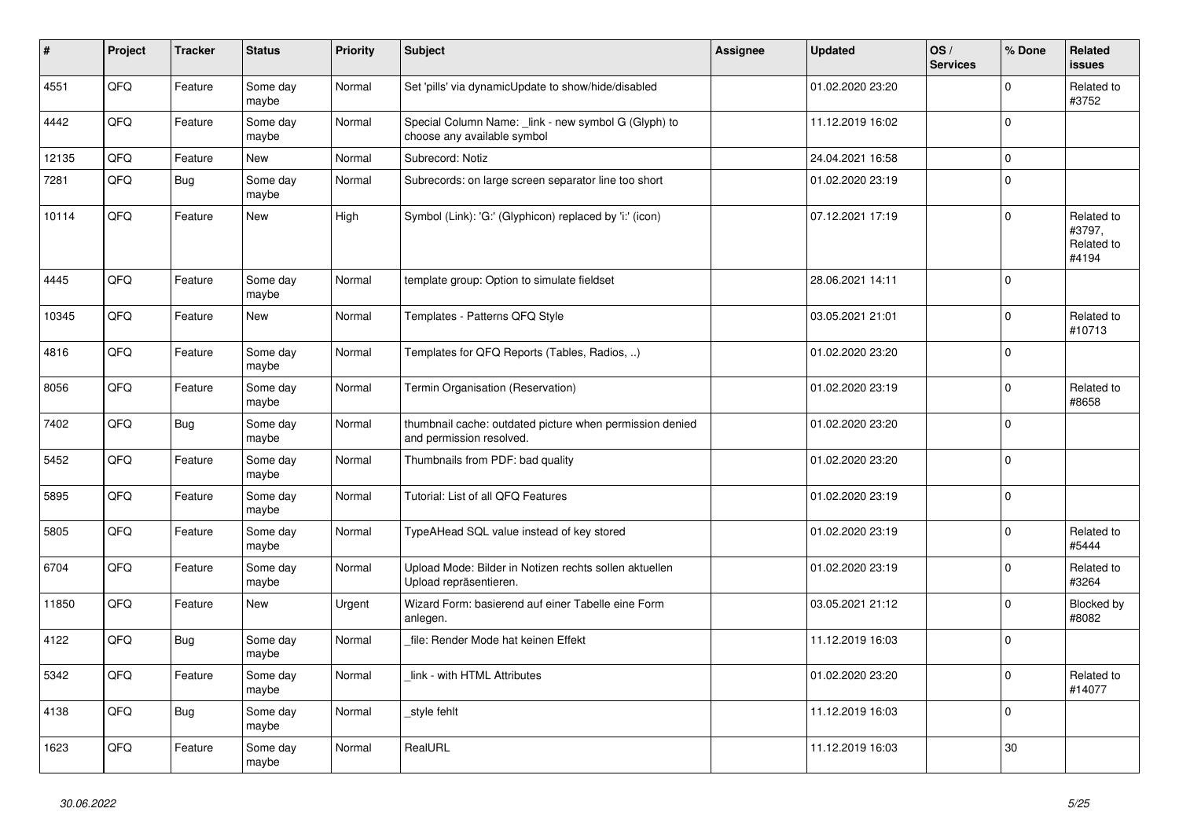| # | Project | Tracker | Status | Priority | Subject | Assignee | Updated | OS / Services | % Done | Related issues |
|---|---|---|---|---|---|---|---|---|---|---|
| 4551 | QFQ | Feature | Some day maybe | Normal | Set 'pills' via dynamicUpdate to show/hide/disabled | | 01.02.2020 23:20 | | 0 | Related to #3752 |
| 4442 | QFQ | Feature | Some day maybe | Normal | Special Column Name: _link - new symbol G (Glyph) to choose any available symbol | | 11.12.2019 16:02 | | 0 | |
| 12135 | QFQ | Feature | New | Normal | Subrecord: Notiz | | 24.04.2021 16:58 | | 0 | |
| 7281 | QFQ | Bug | Some day maybe | Normal | Subrecords: on large screen separator line too short | | 01.02.2020 23:19 | | 0 | |
| 10114 | QFQ | Feature | New | High | Symbol (Link): 'G:' (Glyphicon) replaced by 'i:' (icon) | | 07.12.2021 17:19 | | 0 | Related to #3797, Related to #4194 |
| 4445 | QFQ | Feature | Some day maybe | Normal | template group: Option to simulate fieldset | | 28.06.2021 14:11 | | 0 | |
| 10345 | QFQ | Feature | New | Normal | Templates - Patterns QFQ Style | | 03.05.2021 21:01 | | 0 | Related to #10713 |
| 4816 | QFQ | Feature | Some day maybe | Normal | Templates for QFQ Reports (Tables, Radios, ..) | | 01.02.2020 23:20 | | 0 | |
| 8056 | QFQ | Feature | Some day maybe | Normal | Termin Organisation (Reservation) | | 01.02.2020 23:19 | | 0 | Related to #8658 |
| 7402 | QFQ | Bug | Some day maybe | Normal | thumbnail cache: outdated picture when permission denied and permission resolved. | | 01.02.2020 23:20 | | 0 | |
| 5452 | QFQ | Feature | Some day maybe | Normal | Thumbnails from PDF: bad quality | | 01.02.2020 23:20 | | 0 | |
| 5895 | QFQ | Feature | Some day maybe | Normal | Tutorial: List of all QFQ Features | | 01.02.2020 23:19 | | 0 | |
| 5805 | QFQ | Feature | Some day maybe | Normal | TypeAHead SQL value instead of key stored | | 01.02.2020 23:19 | | 0 | Related to #5444 |
| 6704 | QFQ | Feature | Some day maybe | Normal | Upload Mode: Bilder in Notizen rechts sollen aktuellen Upload repräsentieren. | | 01.02.2020 23:19 | | 0 | Related to #3264 |
| 11850 | QFQ | Feature | New | Urgent | Wizard Form: basierend auf einer Tabelle eine Form anlegen. | | 03.05.2021 21:12 | | 0 | Blocked by #8082 |
| 4122 | QFQ | Bug | Some day maybe | Normal | _file: Render Mode hat keinen Effekt | | 11.12.2019 16:03 | | 0 | |
| 5342 | QFQ | Feature | Some day maybe | Normal | _link - with HTML Attributes | | 01.02.2020 23:20 | | 0 | Related to #14077 |
| 4138 | QFQ | Bug | Some day maybe | Normal | _style fehlt | | 11.12.2019 16:03 | | 0 | |
| 1623 | QFQ | Feature | Some day maybe | Normal | RealURL | | 11.12.2019 16:03 | | 30 | |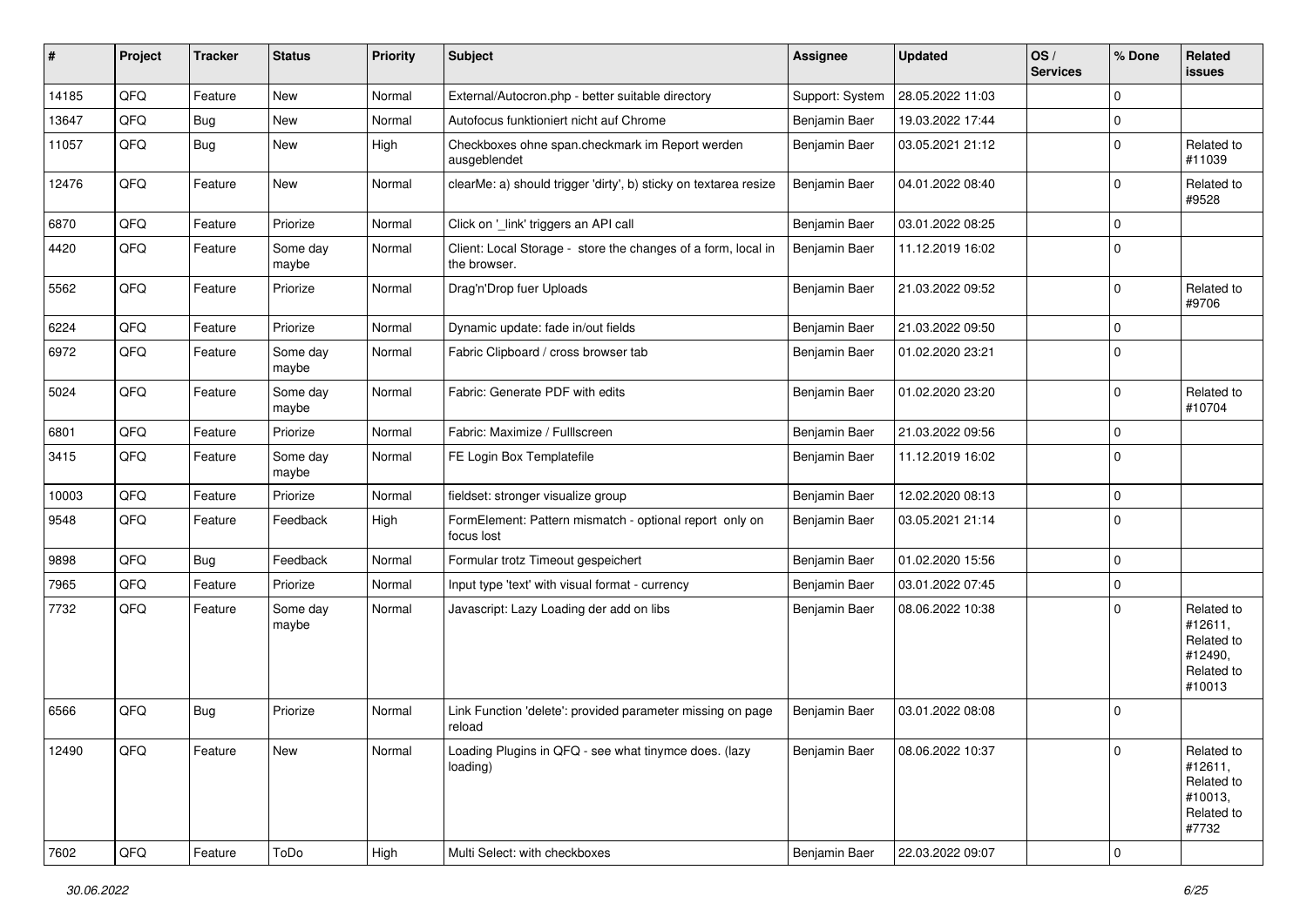| # | Project | Tracker | Status | Priority | Subject | Assignee | Updated | OS / Services | % Done | Related issues |
|---|---|---|---|---|---|---|---|---|---|---|
| 14185 | QFQ | Feature | New | Normal | External/Autocron.php - better suitable directory | Support: System | 28.05.2022 11:03 | | 0 | |
| 13647 | QFQ | Bug | New | Normal | Autofocus funktioniert nicht auf Chrome | Benjamin Baer | 19.03.2022 17:44 | | 0 | |
| 11057 | QFQ | Bug | New | High | Checkboxes ohne span.checkmark im Report werden ausgeblendet | Benjamin Baer | 03.05.2021 21:12 | | 0 | Related to #11039 |
| 12476 | QFQ | Feature | New | Normal | clearMe: a) should trigger 'dirty', b) sticky on textarea resize | Benjamin Baer | 04.01.2022 08:40 | | 0 | Related to #9528 |
| 6870 | QFQ | Feature | Priorize | Normal | Click on '_link' triggers an API call | Benjamin Baer | 03.01.2022 08:25 | | 0 | |
| 4420 | QFQ | Feature | Some day maybe | Normal | Client: Local Storage - store the changes of a form, local in the browser. | Benjamin Baer | 11.12.2019 16:02 | | 0 | |
| 5562 | QFQ | Feature | Priorize | Normal | Drag'n'Drop fuer Uploads | Benjamin Baer | 21.03.2022 09:52 | | 0 | Related to #9706 |
| 6224 | QFQ | Feature | Priorize | Normal | Dynamic update: fade in/out fields | Benjamin Baer | 21.03.2022 09:50 | | 0 | |
| 6972 | QFQ | Feature | Some day maybe | Normal | Fabric Clipboard / cross browser tab | Benjamin Baer | 01.02.2020 23:21 | | 0 | |
| 5024 | QFQ | Feature | Some day maybe | Normal | Fabric: Generate PDF with edits | Benjamin Baer | 01.02.2020 23:20 | | 0 | Related to #10704 |
| 6801 | QFQ | Feature | Priorize | Normal | Fabric: Maximize / Fulllscreen | Benjamin Baer | 21.03.2022 09:56 | | 0 | |
| 3415 | QFQ | Feature | Some day maybe | Normal | FE Login Box Templatefile | Benjamin Baer | 11.12.2019 16:02 | | 0 | |
| 10003 | QFQ | Feature | Priorize | Normal | fieldset: stronger visualize group | Benjamin Baer | 12.02.2020 08:13 | | 0 | |
| 9548 | QFQ | Feature | Feedback | High | FormElement: Pattern mismatch - optional report only on focus lost | Benjamin Baer | 03.05.2021 21:14 | | 0 | |
| 9898 | QFQ | Bug | Feedback | Normal | Formular trotz Timeout gespeichert | Benjamin Baer | 01.02.2020 15:56 | | 0 | |
| 7965 | QFQ | Feature | Priorize | Normal | Input type 'text' with visual format - currency | Benjamin Baer | 03.01.2022 07:45 | | 0 | |
| 7732 | QFQ | Feature | Some day maybe | Normal | Javascript: Lazy Loading der add on libs | Benjamin Baer | 08.06.2022 10:38 | | 0 | Related to #12611, Related to #12490, Related to #10013 |
| 6566 | QFQ | Bug | Priorize | Normal | Link Function 'delete': provided parameter missing on page reload | Benjamin Baer | 03.01.2022 08:08 | | 0 | |
| 12490 | QFQ | Feature | New | Normal | Loading Plugins in QFQ - see what tinymce does. (lazy loading) | Benjamin Baer | 08.06.2022 10:37 | | 0 | Related to #12611, Related to #10013, Related to #7732 |
| 7602 | QFQ | Feature | ToDo | High | Multi Select: with checkboxes | Benjamin Baer | 22.03.2022 09:07 | | 0 | |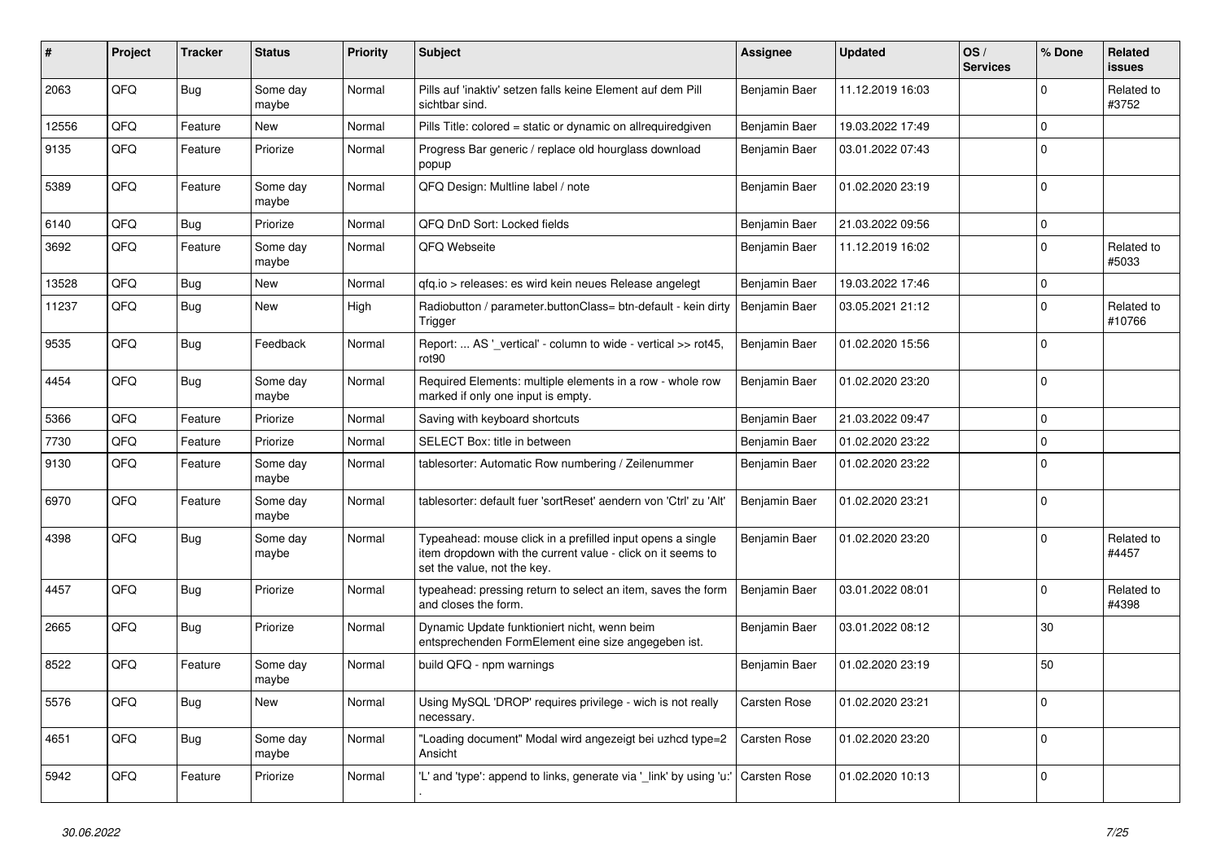| # | Project | Tracker | Status | Priority | Subject | Assignee | Updated | OS / Services | % Done | Related issues |
|---|---|---|---|---|---|---|---|---|---|---|
| 2063 | QFQ | Bug | Some day maybe | Normal | Pills auf 'inaktiv' setzen falls keine Element auf dem Pill sichtbar sind. | Benjamin Baer | 11.12.2019 16:03 | | 0 | Related to #3752 |
| 12556 | QFQ | Feature | New | Normal | Pills Title: colored = static or dynamic on allrequiredgiven | Benjamin Baer | 19.03.2022 17:49 | | 0 | |
| 9135 | QFQ | Feature | Priorize | Normal | Progress Bar generic / replace old hourglass download popup | Benjamin Baer | 03.01.2022 07:43 | | 0 | |
| 5389 | QFQ | Feature | Some day maybe | Normal | QFQ Design: Multline label / note | Benjamin Baer | 01.02.2020 23:19 | | 0 | |
| 6140 | QFQ | Bug | Priorize | Normal | QFQ DnD Sort: Locked fields | Benjamin Baer | 21.03.2022 09:56 | | 0 | |
| 3692 | QFQ | Feature | Some day maybe | Normal | QFQ Webseite | Benjamin Baer | 11.12.2019 16:02 | | 0 | Related to #5033 |
| 13528 | QFQ | Bug | New | Normal | qfq.io > releases: es wird kein neues Release angelegt | Benjamin Baer | 19.03.2022 17:46 | | 0 | |
| 11237 | QFQ | Bug | New | High | Radiobutton / parameter.buttonClass= btn-default - kein dirty Trigger | Benjamin Baer | 03.05.2021 21:12 | | 0 | Related to #10766 |
| 9535 | QFQ | Bug | Feedback | Normal | Report: ... AS '_vertical' - column to wide - vertical >> rot45, rot90 | Benjamin Baer | 01.02.2020 15:56 | | 0 | |
| 4454 | QFQ | Bug | Some day maybe | Normal | Required Elements: multiple elements in a row - whole row marked if only one input is empty. | Benjamin Baer | 01.02.2020 23:20 | | 0 | |
| 5366 | QFQ | Feature | Priorize | Normal | Saving with keyboard shortcuts | Benjamin Baer | 21.03.2022 09:47 | | 0 | |
| 7730 | QFQ | Feature | Priorize | Normal | SELECT Box: title in between | Benjamin Baer | 01.02.2020 23:22 | | 0 | |
| 9130 | QFQ | Feature | Some day maybe | Normal | tablesorter: Automatic Row numbering / Zeilenummer | Benjamin Baer | 01.02.2020 23:22 | | 0 | |
| 6970 | QFQ | Feature | Some day maybe | Normal | tablesorter: default fuer 'sortReset' aendern von 'Ctrl' zu 'Alt' | Benjamin Baer | 01.02.2020 23:21 | | 0 | |
| 4398 | QFQ | Bug | Some day maybe | Normal | Typeahead: mouse click in a prefilled input opens a single item dropdown with the current value - click on it seems to set the value, not the key. | Benjamin Baer | 01.02.2020 23:20 | | 0 | Related to #4457 |
| 4457 | QFQ | Bug | Priorize | Normal | typeahead: pressing return to select an item, saves the form and closes the form. | Benjamin Baer | 03.01.2022 08:01 | | 0 | Related to #4398 |
| 2665 | QFQ | Bug | Priorize | Normal | Dynamic Update funktioniert nicht, wenn beim entsprechenden FormElement eine size angegeben ist. | Benjamin Baer | 03.01.2022 08:12 | | 30 | |
| 8522 | QFQ | Feature | Some day maybe | Normal | build QFQ - npm warnings | Benjamin Baer | 01.02.2020 23:19 | | 50 | |
| 5576 | QFQ | Bug | New | Normal | Using MySQL 'DROP' requires privilege - wich is not really necessary. | Carsten Rose | 01.02.2020 23:21 | | 0 | |
| 4651 | QFQ | Bug | Some day maybe | Normal | "Loading document" Modal wird angezeigt bei uzhcd type=2 Ansicht | Carsten Rose | 01.02.2020 23:20 | | 0 | |
| 5942 | QFQ | Feature | Priorize | Normal | 'L' and 'type': append to links, generate via '_link' by using 'u:' . | Carsten Rose | 01.02.2020 10:13 | | 0 | |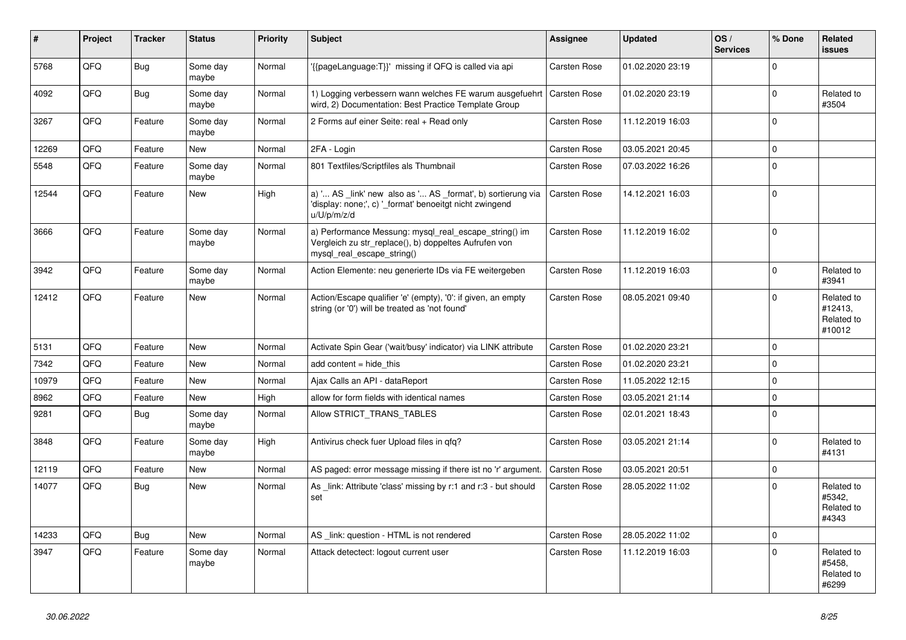| # | Project | Tracker | Status | Priority | Subject | Assignee | Updated | OS / Services | % Done | Related issues |
|---|---|---|---|---|---|---|---|---|---|---|
| 5768 | QFQ | Bug | Some day maybe | Normal | '{{pageLanguage:T}}' missing if QFQ is called via api | Carsten Rose | 01.02.2020 23:19 | | 0 | |
| 4092 | QFQ | Bug | Some day maybe | Normal | 1) Logging verbessern wann welches FE warum ausgefuehrt wird, 2) Documentation: Best Practice Template Group | Carsten Rose | 01.02.2020 23:19 | | 0 | Related to #3504 |
| 3267 | QFQ | Feature | Some day maybe | Normal | 2 Forms auf einer Seite: real + Read only | Carsten Rose | 11.12.2019 16:03 | | 0 | |
| 12269 | QFQ | Feature | New | Normal | 2FA - Login | Carsten Rose | 03.05.2021 20:45 | | 0 | |
| 5548 | QFQ | Feature | Some day maybe | Normal | 801 Textfiles/Scriptfiles als Thumbnail | Carsten Rose | 07.03.2022 16:26 | | 0 | |
| 12544 | QFQ | Feature | New | High | a) '... AS _link' new also as '... AS _format', b) sortierung via 'display: none;', c) '_format' benoeitgt nicht zwingend u/U/p/m/z/d | Carsten Rose | 14.12.2021 16:03 | | 0 | |
| 3666 | QFQ | Feature | Some day maybe | Normal | a) Performance Messung: mysql_real_escape_string() im Vergleich zu str_replace(), b) doppeltes Aufrufen von mysql_real_escape_string() | Carsten Rose | 11.12.2019 16:02 | | 0 | |
| 3942 | QFQ | Feature | Some day maybe | Normal | Action Elemente: neu generierte IDs via FE weitergeben | Carsten Rose | 11.12.2019 16:03 | | 0 | Related to #3941 |
| 12412 | QFQ | Feature | New | Normal | Action/Escape qualifier 'e' (empty), '0': if given, an empty string (or '0') will be treated as 'not found' | Carsten Rose | 08.05.2021 09:40 | | 0 | Related to #12413, Related to #10012 |
| 5131 | QFQ | Feature | New | Normal | Activate Spin Gear ('wait/busy' indicator) via LINK attribute | Carsten Rose | 01.02.2020 23:21 | | 0 | |
| 7342 | QFQ | Feature | New | Normal | add content = hide_this | Carsten Rose | 01.02.2020 23:21 | | 0 | |
| 10979 | QFQ | Feature | New | Normal | Ajax Calls an API - dataReport | Carsten Rose | 11.05.2022 12:15 | | 0 | |
| 8962 | QFQ | Feature | New | High | allow for form fields with identical names | Carsten Rose | 03.05.2021 21:14 | | 0 | |
| 9281 | QFQ | Bug | Some day maybe | Normal | Allow STRICT_TRANS_TABLES | Carsten Rose | 02.01.2021 18:43 | | 0 | |
| 3848 | QFQ | Feature | Some day maybe | High | Antivirus check fuer Upload files in qfq? | Carsten Rose | 03.05.2021 21:14 | | 0 | Related to #4131 |
| 12119 | QFQ | Feature | New | Normal | AS paged: error message missing if there ist no 'r' argument. | Carsten Rose | 03.05.2021 20:51 | | 0 | |
| 14077 | QFQ | Bug | New | Normal | As _link: Attribute 'class' missing by r:1 and r:3 - but should set | Carsten Rose | 28.05.2022 11:02 | | 0 | Related to #5342, Related to #4343 |
| 14233 | QFQ | Bug | New | Normal | AS _link: question - HTML is not rendered | Carsten Rose | 28.05.2022 11:02 | | 0 | |
| 3947 | QFQ | Feature | Some day maybe | Normal | Attack detectect: logout current user | Carsten Rose | 11.12.2019 16:03 | | 0 | Related to #5458, Related to #6299 |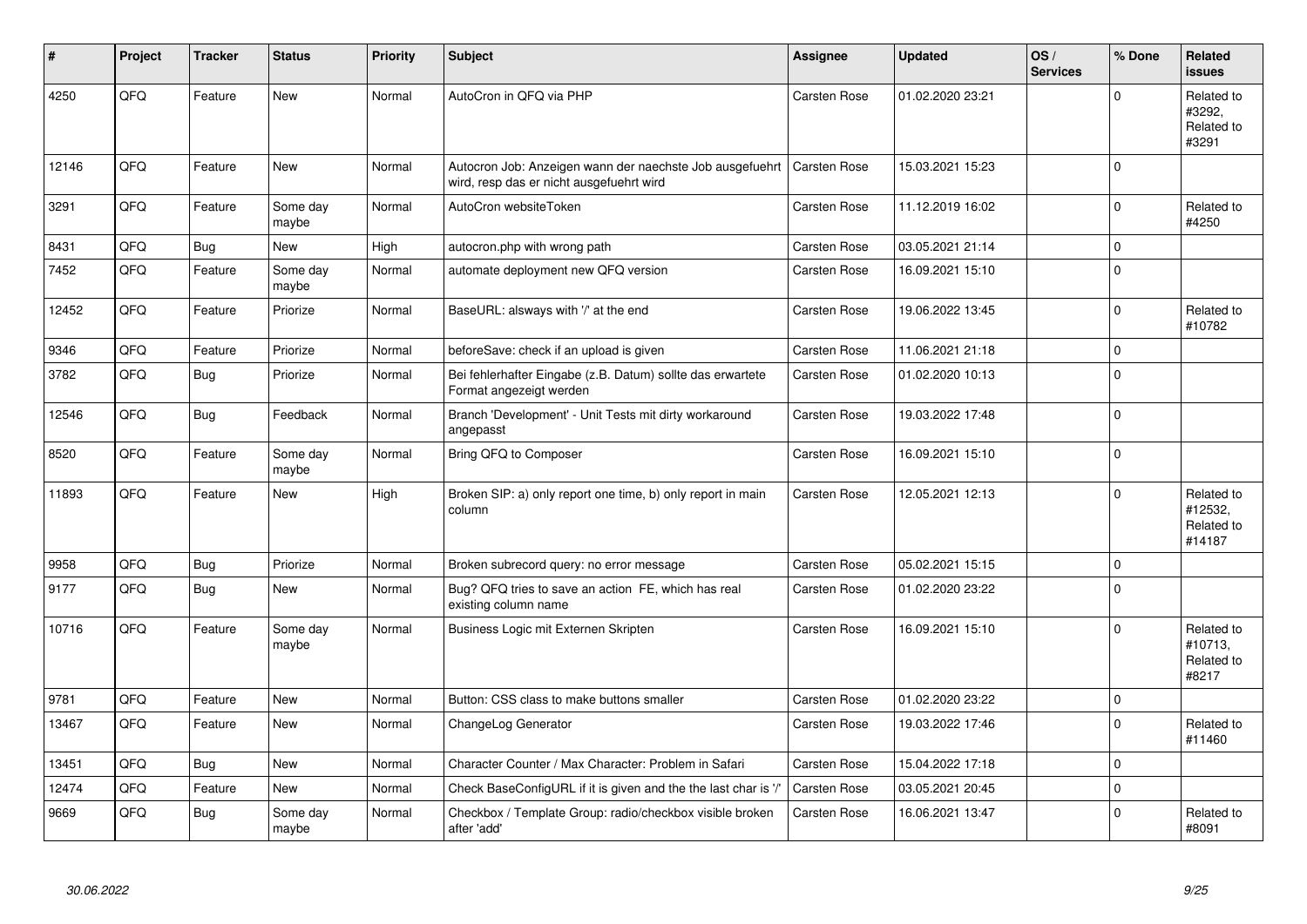| # | Project | Tracker | Status | Priority | Subject | Assignee | Updated | OS / Services | % Done | Related issues |
|---|---|---|---|---|---|---|---|---|---|---|
| 4250 | QFQ | Feature | New | Normal | AutoCron in QFQ via PHP | Carsten Rose | 01.02.2020 23:21 | | 0 | Related to #3292, Related to #3291 |
| 12146 | QFQ | Feature | New | Normal | Autocron Job: Anzeigen wann der naechste Job ausgefuehrt wird, resp das er nicht ausgefuehrt wird | Carsten Rose | 15.03.2021 15:23 | | 0 | |
| 3291 | QFQ | Feature | Some day maybe | Normal | AutoCron websiteToken | Carsten Rose | 11.12.2019 16:02 | | 0 | Related to #4250 |
| 8431 | QFQ | Bug | New | High | autocron.php with wrong path | Carsten Rose | 03.05.2021 21:14 | | 0 | |
| 7452 | QFQ | Feature | Some day maybe | Normal | automate deployment new QFQ version | Carsten Rose | 16.09.2021 15:10 | | 0 | |
| 12452 | QFQ | Feature | Priorize | Normal | BaseURL: alsways with '/' at the end | Carsten Rose | 19.06.2022 13:45 | | 0 | Related to #10782 |
| 9346 | QFQ | Feature | Priorize | Normal | beforeSave: check if an upload is given | Carsten Rose | 11.06.2021 21:18 | | 0 | |
| 3782 | QFQ | Bug | Priorize | Normal | Bei fehlerhafter Eingabe (z.B. Datum) sollte das erwartete Format angezeigt werden | Carsten Rose | 01.02.2020 10:13 | | 0 | |
| 12546 | QFQ | Bug | Feedback | Normal | Branch 'Development' - Unit Tests mit dirty workaround angepasst | Carsten Rose | 19.03.2022 17:48 | | 0 | |
| 8520 | QFQ | Feature | Some day maybe | Normal | Bring QFQ to Composer | Carsten Rose | 16.09.2021 15:10 | | 0 | |
| 11893 | QFQ | Feature | New | High | Broken SIP: a) only report one time, b) only report in main column | Carsten Rose | 12.05.2021 12:13 | | 0 | Related to #12532, Related to #14187 |
| 9958 | QFQ | Bug | Priorize | Normal | Broken subrecord query: no error message | Carsten Rose | 05.02.2021 15:15 | | 0 | |
| 9177 | QFQ | Bug | New | Normal | Bug? QFQ tries to save an action FE, which has real existing column name | Carsten Rose | 01.02.2020 23:22 | | 0 | |
| 10716 | QFQ | Feature | Some day maybe | Normal | Business Logic mit Externen Skripten | Carsten Rose | 16.09.2021 15:10 | | 0 | Related to #10713, Related to #8217 |
| 9781 | QFQ | Feature | New | Normal | Button: CSS class to make buttons smaller | Carsten Rose | 01.02.2020 23:22 | | 0 | |
| 13467 | QFQ | Feature | New | Normal | ChangeLog Generator | Carsten Rose | 19.03.2022 17:46 | | 0 | Related to #11460 |
| 13451 | QFQ | Bug | New | Normal | Character Counter / Max Character: Problem in Safari | Carsten Rose | 15.04.2022 17:18 | | 0 | |
| 12474 | QFQ | Feature | New | Normal | Check BaseConfigURL if it is given and the the last char is '/' | Carsten Rose | 03.05.2021 20:45 | | 0 | |
| 9669 | QFQ | Bug | Some day maybe | Normal | Checkbox / Template Group: radio/checkbox visible broken after 'add' | Carsten Rose | 16.06.2021 13:47 | | 0 | Related to #8091 |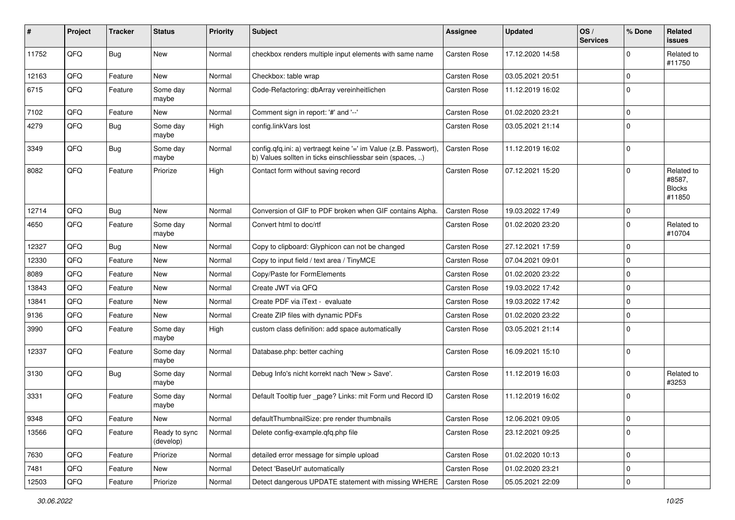| # | Project | Tracker | Status | Priority | Subject | Assignee | Updated | OS / Services | % Done | Related issues |
|---|---|---|---|---|---|---|---|---|---|---|
| 11752 | QFQ | Bug | New | Normal | checkbox renders multiple input elements with same name | Carsten Rose | 17.12.2020 14:58 | | 0 | Related to #11750 |
| 12163 | QFQ | Feature | New | Normal | Checkbox: table wrap | Carsten Rose | 03.05.2021 20:51 | | 0 | |
| 6715 | QFQ | Feature | Some day maybe | Normal | Code-Refactoring: dbArray vereinheitlichen | Carsten Rose | 11.12.2019 16:02 | | 0 | |
| 7102 | QFQ | Feature | New | Normal | Comment sign in report: '#' and '--' | Carsten Rose | 01.02.2020 23:21 | | 0 | |
| 4279 | QFQ | Bug | Some day maybe | High | config.linkVars lost | Carsten Rose | 03.05.2021 21:14 | | 0 | |
| 3349 | QFQ | Bug | Some day maybe | Normal | config.qfq.ini: a) vertraegt keine '=' im Value (z.B. Passwort), b) Values sollten in ticks einschliessbar sein (spaces, ..) | Carsten Rose | 11.12.2019 16:02 | | 0 | |
| 8082 | QFQ | Feature | Priorize | High | Contact form without saving record | Carsten Rose | 07.12.2021 15:20 | | 0 | Related to #8587, Blocks #11850 |
| 12714 | QFQ | Bug | New | Normal | Conversion of GIF to PDF broken when GIF contains Alpha. | Carsten Rose | 19.03.2022 17:49 | | 0 | |
| 4650 | QFQ | Feature | Some day maybe | Normal | Convert html to doc/rtf | Carsten Rose | 01.02.2020 23:20 | | 0 | Related to #10704 |
| 12327 | QFQ | Bug | New | Normal | Copy to clipboard: Glyphicon can not be changed | Carsten Rose | 27.12.2021 17:59 | | 0 | |
| 12330 | QFQ | Feature | New | Normal | Copy to input field / text area / TinyMCE | Carsten Rose | 07.04.2021 09:01 | | 0 | |
| 8089 | QFQ | Feature | New | Normal | Copy/Paste for FormElements | Carsten Rose | 01.02.2020 23:22 | | 0 | |
| 13843 | QFQ | Feature | New | Normal | Create JWT via QFQ | Carsten Rose | 19.03.2022 17:42 | | 0 | |
| 13841 | QFQ | Feature | New | Normal | Create PDF via iText - evaluate | Carsten Rose | 19.03.2022 17:42 | | 0 | |
| 9136 | QFQ | Feature | New | Normal | Create ZIP files with dynamic PDFs | Carsten Rose | 01.02.2020 23:22 | | 0 | |
| 3990 | QFQ | Feature | Some day maybe | High | custom class definition: add space automatically | Carsten Rose | 03.05.2021 21:14 | | 0 | |
| 12337 | QFQ | Feature | Some day maybe | Normal | Database.php: better caching | Carsten Rose | 16.09.2021 15:10 | | 0 | |
| 3130 | QFQ | Bug | Some day maybe | Normal | Debug Info's nicht korrekt nach 'New > Save'. | Carsten Rose | 11.12.2019 16:03 | | 0 | Related to #3253 |
| 3331 | QFQ | Feature | Some day maybe | Normal | Default Tooltip fuer _page? Links: mit Form und Record ID | Carsten Rose | 11.12.2019 16:02 | | 0 | |
| 9348 | QFQ | Feature | New | Normal | defaultThumbnailSize: pre render thumbnails | Carsten Rose | 12.06.2021 09:05 | | 0 | |
| 13566 | QFQ | Feature | Ready to sync (develop) | Normal | Delete config-example.qfq.php file | Carsten Rose | 23.12.2021 09:25 | | 0 | |
| 7630 | QFQ | Feature | Priorize | Normal | detailed error message for simple upload | Carsten Rose | 01.02.2020 10:13 | | 0 | |
| 7481 | QFQ | Feature | New | Normal | Detect 'BaseUrl' automatically | Carsten Rose | 01.02.2020 23:21 | | 0 | |
| 12503 | QFQ | Feature | Priorize | Normal | Detect dangerous UPDATE statement with missing WHERE | Carsten Rose | 05.05.2021 22:09 | | 0 | |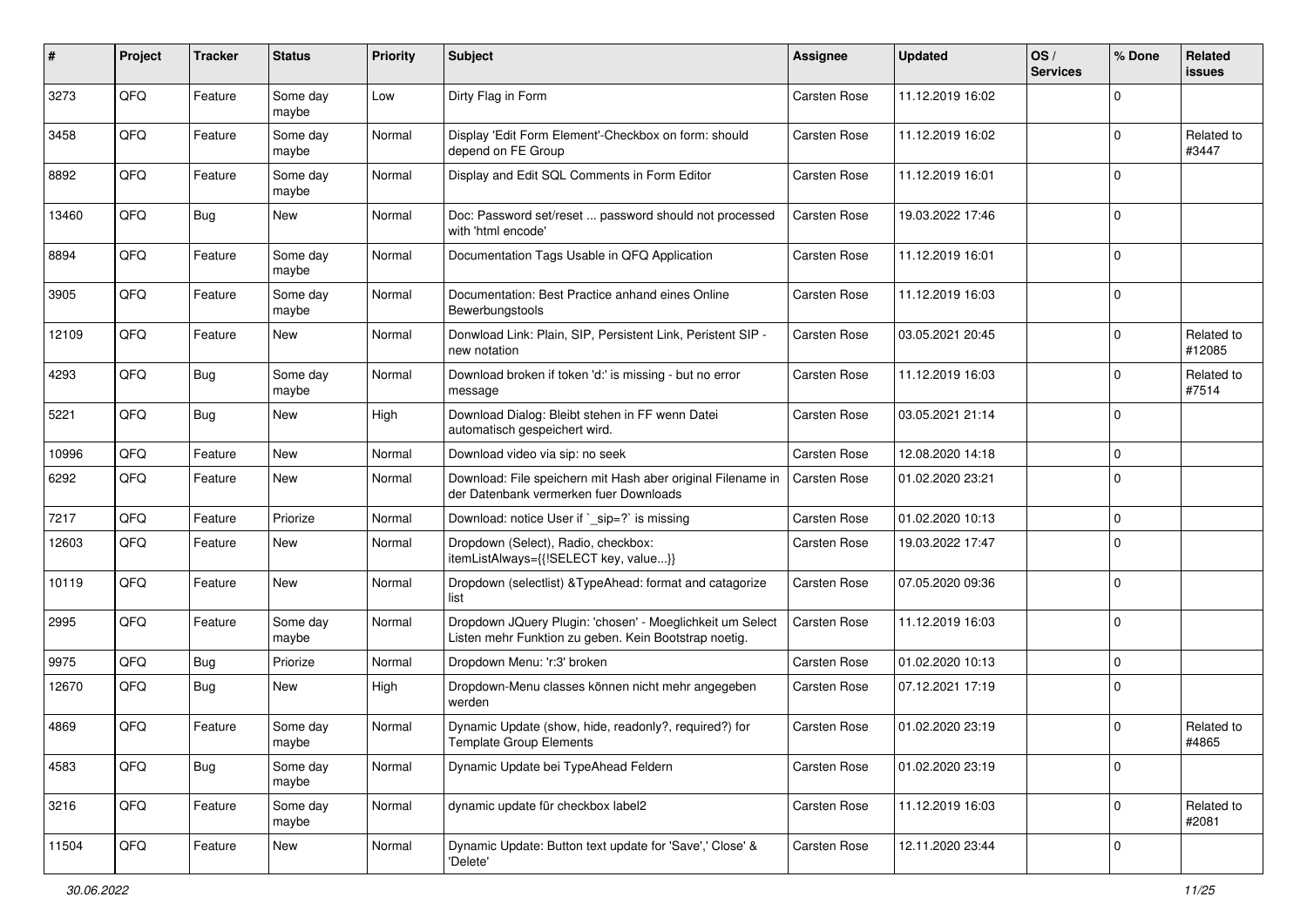| # | Project | Tracker | Status | Priority | Subject | Assignee | Updated | OS / Services | % Done | Related issues |
|---|---|---|---|---|---|---|---|---|---|---|
| 3273 | QFQ | Feature | Some day maybe | Low | Dirty Flag in Form | Carsten Rose | 11.12.2019 16:02 | | 0 | |
| 3458 | QFQ | Feature | Some day maybe | Normal | Display 'Edit Form Element'-Checkbox on form: should depend on FE Group | Carsten Rose | 11.12.2019 16:02 | | 0 | Related to #3447 |
| 8892 | QFQ | Feature | Some day maybe | Normal | Display and Edit SQL Comments in Form Editor | Carsten Rose | 11.12.2019 16:01 | | 0 | |
| 13460 | QFQ | Bug | New | Normal | Doc: Password set/reset ... password should not processed with 'html encode' | Carsten Rose | 19.03.2022 17:46 | | 0 | |
| 8894 | QFQ | Feature | Some day maybe | Normal | Documentation Tags Usable in QFQ Application | Carsten Rose | 11.12.2019 16:01 | | 0 | |
| 3905 | QFQ | Feature | Some day maybe | Normal | Documentation: Best Practice anhand eines Online Bewerbungstools | Carsten Rose | 11.12.2019 16:03 | | 0 | |
| 12109 | QFQ | Feature | New | Normal | Donwload Link: Plain, SIP, Persistent Link, Peristent SIP - new notation | Carsten Rose | 03.05.2021 20:45 | | 0 | Related to #12085 |
| 4293 | QFQ | Bug | Some day maybe | Normal | Download broken if token 'd:' is missing - but no error message | Carsten Rose | 11.12.2019 16:03 | | 0 | Related to #7514 |
| 5221 | QFQ | Bug | New | High | Download Dialog: Bleibt stehen in FF wenn Datei automatisch gespeichert wird. | Carsten Rose | 03.05.2021 21:14 | | 0 | |
| 10996 | QFQ | Feature | New | Normal | Download video via sip: no seek | Carsten Rose | 12.08.2020 14:18 | | 0 | |
| 6292 | QFQ | Feature | New | Normal | Download: File speichern mit Hash aber original Filename in der Datenbank vermerken fuer Downloads | Carsten Rose | 01.02.2020 23:21 | | 0 | |
| 7217 | QFQ | Feature | Priorize | Normal | Download: notice User if `_sip=?` is missing | Carsten Rose | 01.02.2020 10:13 | | 0 | |
| 12603 | QFQ | Feature | New | Normal | Dropdown (Select), Radio, checkbox: itemListAlways={{!SELECT key, value...}} | Carsten Rose | 19.03.2022 17:47 | | 0 | |
| 10119 | QFQ | Feature | New | Normal | Dropdown (selectlist) &TypeAhead: format and catagorize list | Carsten Rose | 07.05.2020 09:36 | | 0 | |
| 2995 | QFQ | Feature | Some day maybe | Normal | Dropdown JQuery Plugin: 'chosen' - Moeglichkeit um Select Listen mehr Funktion zu geben. Kein Bootstrap noetig. | Carsten Rose | 11.12.2019 16:03 | | 0 | |
| 9975 | QFQ | Bug | Priorize | Normal | Dropdown Menu: 'r:3' broken | Carsten Rose | 01.02.2020 10:13 | | 0 | |
| 12670 | QFQ | Bug | New | High | Dropdown-Menu classes können nicht mehr angegeben werden | Carsten Rose | 07.12.2021 17:19 | | 0 | |
| 4869 | QFQ | Feature | Some day maybe | Normal | Dynamic Update (show, hide, readonly?, required?) for Template Group Elements | Carsten Rose | 01.02.2020 23:19 | | 0 | Related to #4865 |
| 4583 | QFQ | Bug | Some day maybe | Normal | Dynamic Update bei TypeAhead Feldern | Carsten Rose | 01.02.2020 23:19 | | 0 | |
| 3216 | QFQ | Feature | Some day maybe | Normal | dynamic update für checkbox label2 | Carsten Rose | 11.12.2019 16:03 | | 0 | Related to #2081 |
| 11504 | QFQ | Feature | New | Normal | Dynamic Update: Button text update for 'Save',' Close' & 'Delete' | Carsten Rose | 12.11.2020 23:44 | | 0 | |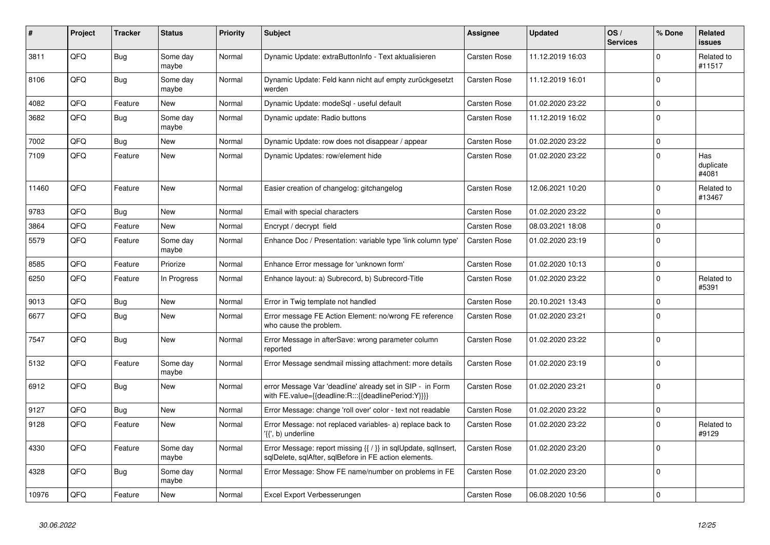| # | Project | Tracker | Status | Priority | Subject | Assignee | Updated | OS / Services | % Done | Related issues |
|---|---|---|---|---|---|---|---|---|---|---|
| 3811 | QFQ | Bug | Some day maybe | Normal | Dynamic Update: extraButtonInfo - Text aktualisieren | Carsten Rose | 11.12.2019 16:03 | | 0 | Related to #11517 |
| 8106 | QFQ | Bug | Some day maybe | Normal | Dynamic Update: Feld kann nicht auf empty zurückgesetzt werden | Carsten Rose | 11.12.2019 16:01 | | 0 | |
| 4082 | QFQ | Feature | New | Normal | Dynamic Update: modeSql - useful default | Carsten Rose | 01.02.2020 23:22 | | 0 | |
| 3682 | QFQ | Bug | Some day maybe | Normal | Dynamic update: Radio buttons | Carsten Rose | 11.12.2019 16:02 | | 0 | |
| 7002 | QFQ | Bug | New | Normal | Dynamic Update: row does not disappear / appear | Carsten Rose | 01.02.2020 23:22 | | 0 | |
| 7109 | QFQ | Feature | New | Normal | Dynamic Updates: row/element hide | Carsten Rose | 01.02.2020 23:22 | | 0 | Has duplicate #4081 |
| 11460 | QFQ | Feature | New | Normal | Easier creation of changelog: gitchangelog | Carsten Rose | 12.06.2021 10:20 | | 0 | Related to #13467 |
| 9783 | QFQ | Bug | New | Normal | Email with special characters | Carsten Rose | 01.02.2020 23:22 | | 0 | |
| 3864 | QFQ | Feature | New | Normal | Encrypt / decrypt field | Carsten Rose | 08.03.2021 18:08 | | 0 | |
| 5579 | QFQ | Feature | Some day maybe | Normal | Enhance Doc / Presentation: variable type 'link column type' | Carsten Rose | 01.02.2020 23:19 | | 0 | |
| 8585 | QFQ | Feature | Priorize | Normal | Enhance Error message for 'unknown form' | Carsten Rose | 01.02.2020 10:13 | | 0 | |
| 6250 | QFQ | Feature | In Progress | Normal | Enhance layout: a) Subrecord, b) Subrecord-Title | Carsten Rose | 01.02.2020 23:22 | | 0 | Related to #5391 |
| 9013 | QFQ | Bug | New | Normal | Error in Twig template not handled | Carsten Rose | 20.10.2021 13:43 | | 0 | |
| 6677 | QFQ | Bug | New | Normal | Error message FE Action Element: no/wrong FE reference who cause the problem. | Carsten Rose | 01.02.2020 23:21 | | 0 | |
| 7547 | QFQ | Bug | New | Normal | Error Message in afterSave: wrong parameter column reported | Carsten Rose | 01.02.2020 23:22 | | 0 | |
| 5132 | QFQ | Feature | Some day maybe | Normal | Error Message sendmail missing attachment: more details | Carsten Rose | 01.02.2020 23:19 | | 0 | |
| 6912 | QFQ | Bug | New | Normal | error Message Var 'deadline' already set in SIP - in Form with FE.value={{deadline:R:::{{deadlinePeriod:Y}}}} | Carsten Rose | 01.02.2020 23:21 | | 0 | |
| 9127 | QFQ | Bug | New | Normal | Error Message: change 'roll over' color - text not readable | Carsten Rose | 01.02.2020 23:22 | | 0 | |
| 9128 | QFQ | Feature | New | Normal | Error Message: not replaced variables- a) replace back to '{{', b) underline | Carsten Rose | 01.02.2020 23:22 | | 0 | Related to #9129 |
| 4330 | QFQ | Feature | Some day maybe | Normal | Error Message: report missing {{ / }} in sqlUpdate, sqlInsert, sqlDelete, sqlAfter, sqlBefore in FE action elements. | Carsten Rose | 01.02.2020 23:20 | | 0 | |
| 4328 | QFQ | Bug | Some day maybe | Normal | Error Message: Show FE name/number on problems in FE | Carsten Rose | 01.02.2020 23:20 | | 0 | |
| 10976 | QFQ | Feature | New | Normal | Excel Export Verbesserungen | Carsten Rose | 06.08.2020 10:56 | | 0 | |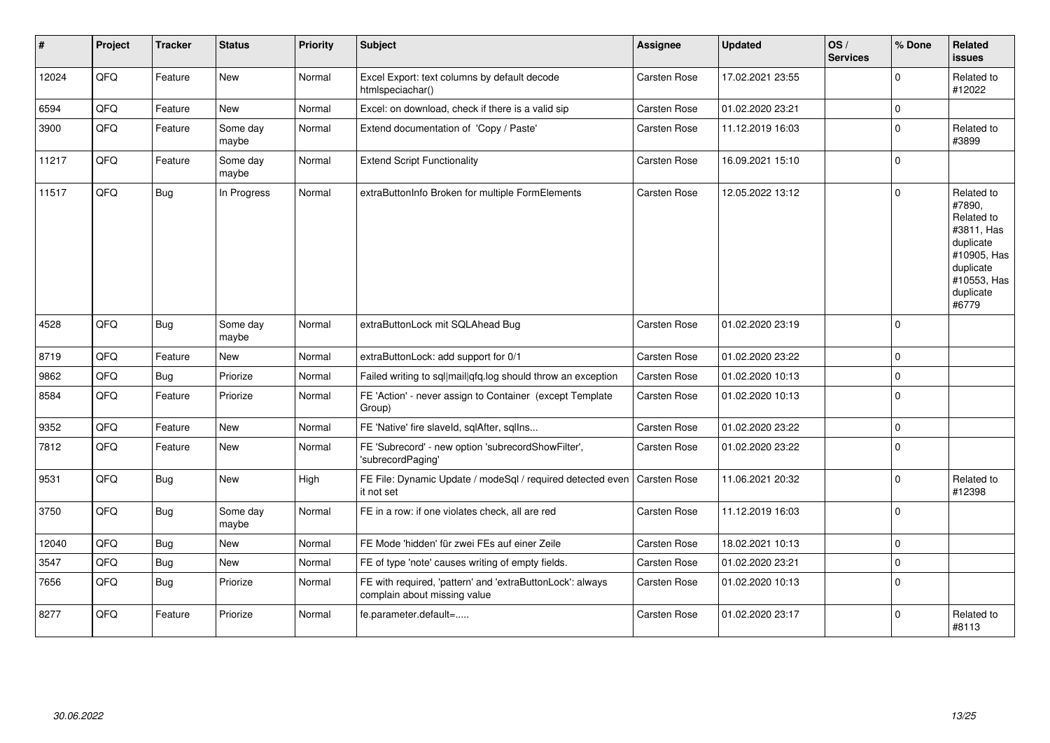| # | Project | Tracker | Status | Priority | Subject | Assignee | Updated | OS / Services | % Done | Related issues |
|---|---|---|---|---|---|---|---|---|---|---|
| 12024 | QFQ | Feature | New | Normal | Excel Export: text columns by default decode htmlspeciachar() | Carsten Rose | 17.02.2021 23:55 | | 0 | Related to #12022 |
| 6594 | QFQ | Feature | New | Normal | Excel: on download, check if there is a valid sip | Carsten Rose | 01.02.2020 23:21 | | 0 | |
| 3900 | QFQ | Feature | Some day maybe | Normal | Extend documentation of 'Copy / Paste' | Carsten Rose | 11.12.2019 16:03 | | 0 | Related to #3899 |
| 11217 | QFQ | Feature | Some day maybe | Normal | Extend Script Functionality | Carsten Rose | 16.09.2021 15:10 | | 0 | |
| 11517 | QFQ | Bug | In Progress | Normal | extraButtonInfo Broken for multiple FormElements | Carsten Rose | 12.05.2022 13:12 | | 0 | Related to #7890, Related to #3811, Has duplicate #10905, Has duplicate #10553, Has duplicate #6779 |
| 4528 | QFQ | Bug | Some day maybe | Normal | extraButtonLock mit SQLAhead Bug | Carsten Rose | 01.02.2020 23:19 | | 0 | |
| 8719 | QFQ | Feature | New | Normal | extraButtonLock: add support for 0/1 | Carsten Rose | 01.02.2020 23:22 | | 0 | |
| 9862 | QFQ | Bug | Priorize | Normal | Failed writing to sql\|mail\|qfq.log should throw an exception | Carsten Rose | 01.02.2020 10:13 | | 0 | |
| 8584 | QFQ | Feature | Priorize | Normal | FE 'Action' - never assign to Container (except Template Group) | Carsten Rose | 01.02.2020 10:13 | | 0 | |
| 9352 | QFQ | Feature | New | Normal | FE 'Native' fire slaveId, sqlAfter, sqlIns... | Carsten Rose | 01.02.2020 23:22 | | 0 | |
| 7812 | QFQ | Feature | New | Normal | FE 'Subrecord' - new option 'subrecordShowFilter', 'subrecordPaging' | Carsten Rose | 01.02.2020 23:22 | | 0 | |
| 9531 | QFQ | Bug | New | High | FE File: Dynamic Update / modeSql / required detected even it not set | Carsten Rose | 11.06.2021 20:32 | | 0 | Related to #12398 |
| 3750 | QFQ | Bug | Some day maybe | Normal | FE in a row: if one violates check, all are red | Carsten Rose | 11.12.2019 16:03 | | 0 | |
| 12040 | QFQ | Bug | New | Normal | FE Mode 'hidden' für zwei FEs auf einer Zeile | Carsten Rose | 18.02.2021 10:13 | | 0 | |
| 3547 | QFQ | Bug | New | Normal | FE of type 'note' causes writing of empty fields. | Carsten Rose | 01.02.2020 23:21 | | 0 | |
| 7656 | QFQ | Bug | Priorize | Normal | FE with required, 'pattern' and 'extraButtonLock': always complain about missing value | Carsten Rose | 01.02.2020 10:13 | | 0 | |
| 8277 | QFQ | Feature | Priorize | Normal | fe.parameter.default=..... | Carsten Rose | 01.02.2020 23:17 | | 0 | Related to #8113 |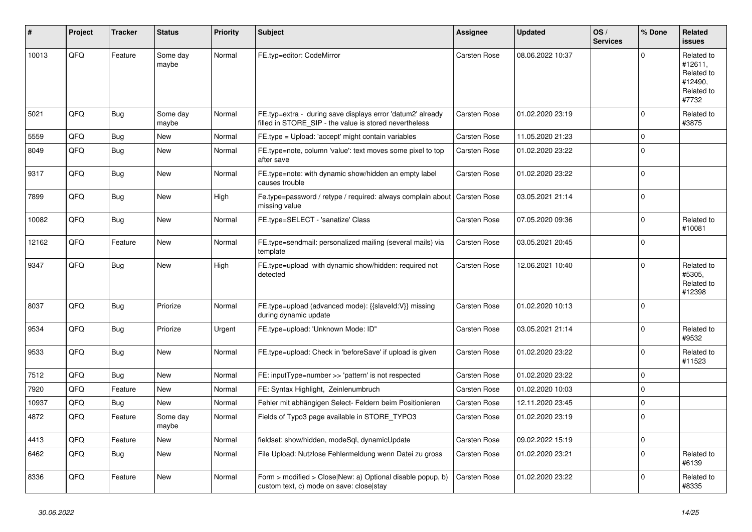| # | Project | Tracker | Status | Priority | Subject | Assignee | Updated | OS / Services | % Done | Related issues |
|---|---|---|---|---|---|---|---|---|---|---|
| 10013 | QFQ | Feature | Some day maybe | Normal | FE.typ=editor: CodeMirror | Carsten Rose | 08.06.2022 10:37 | | 0 | Related to #12611, Related to #12490, Related to #7732 |
| 5021 | QFQ | Bug | Some day maybe | Normal | FE.typ=extra - during save displays error 'datum2' already filled in STORE_SIP - the value is stored nevertheless | Carsten Rose | 01.02.2020 23:19 | | 0 | Related to #3875 |
| 5559 | QFQ | Bug | New | Normal | FE.type = Upload: 'accept' might contain variables | Carsten Rose | 11.05.2020 21:23 | | 0 | |
| 8049 | QFQ | Bug | New | Normal | FE.type=note, column 'value': text moves some pixel to top after save | Carsten Rose | 01.02.2020 23:22 | | 0 | |
| 9317 | QFQ | Bug | New | Normal | FE.type=note: with dynamic show/hidden an empty label causes trouble | Carsten Rose | 01.02.2020 23:22 | | 0 | |
| 7899 | QFQ | Bug | New | High | Fe.type=password / retype / required: always complain about missing value | Carsten Rose | 03.05.2021 21:14 | | 0 | |
| 10082 | QFQ | Bug | New | Normal | FE.type=SELECT - 'sanatize' Class | Carsten Rose | 07.05.2020 09:36 | | 0 | Related to #10081 |
| 12162 | QFQ | Feature | New | Normal | FE.type=sendmail: personalized mailing (several mails) via template | Carsten Rose | 03.05.2021 20:45 | | 0 | |
| 9347 | QFQ | Bug | New | High | FE.type=upload with dynamic show/hidden: required not detected | Carsten Rose | 12.06.2021 10:40 | | 0 | Related to #5305, Related to #12398 |
| 8037 | QFQ | Bug | Priorize | Normal | FE.type=upload (advanced mode): {{slaveId:V}} missing during dynamic update | Carsten Rose | 01.02.2020 10:13 | | 0 | |
| 9534 | QFQ | Bug | Priorize | Urgent | FE.type=upload: 'Unknown Mode: ID" | Carsten Rose | 03.05.2021 21:14 | | 0 | Related to #9532 |
| 9533 | QFQ | Bug | New | Normal | FE.type=upload: Check in 'beforeSave' if upload is given | Carsten Rose | 01.02.2020 23:22 | | 0 | Related to #11523 |
| 7512 | QFQ | Bug | New | Normal | FE: inputType=number >> 'pattern' is not respected | Carsten Rose | 01.02.2020 23:22 | | 0 | |
| 7920 | QFQ | Feature | New | Normal | FE: Syntax Highlight, Zeinlenumbruch | Carsten Rose | 01.02.2020 10:03 | | 0 | |
| 10937 | QFQ | Bug | New | Normal | Fehler mit abhängigen Select- Feldern beim Positionieren | Carsten Rose | 12.11.2020 23:45 | | 0 | |
| 4872 | QFQ | Feature | Some day maybe | Normal | Fields of Typo3 page available in STORE_TYPO3 | Carsten Rose | 01.02.2020 23:19 | | 0 | |
| 4413 | QFQ | Feature | New | Normal | fieldset: show/hidden, modeSql, dynamicUpdate | Carsten Rose | 09.02.2022 15:19 | | 0 | |
| 6462 | QFQ | Bug | New | Normal | File Upload: Nutzlose Fehlermeldung wenn Datei zu gross | Carsten Rose | 01.02.2020 23:21 | | 0 | Related to #6139 |
| 8336 | QFQ | Feature | New | Normal | Form > modified > Close\|New: a) Optional disable popup, b) custom text, c) mode on save: close\|stay | Carsten Rose | 01.02.2020 23:22 | | 0 | Related to #8335 |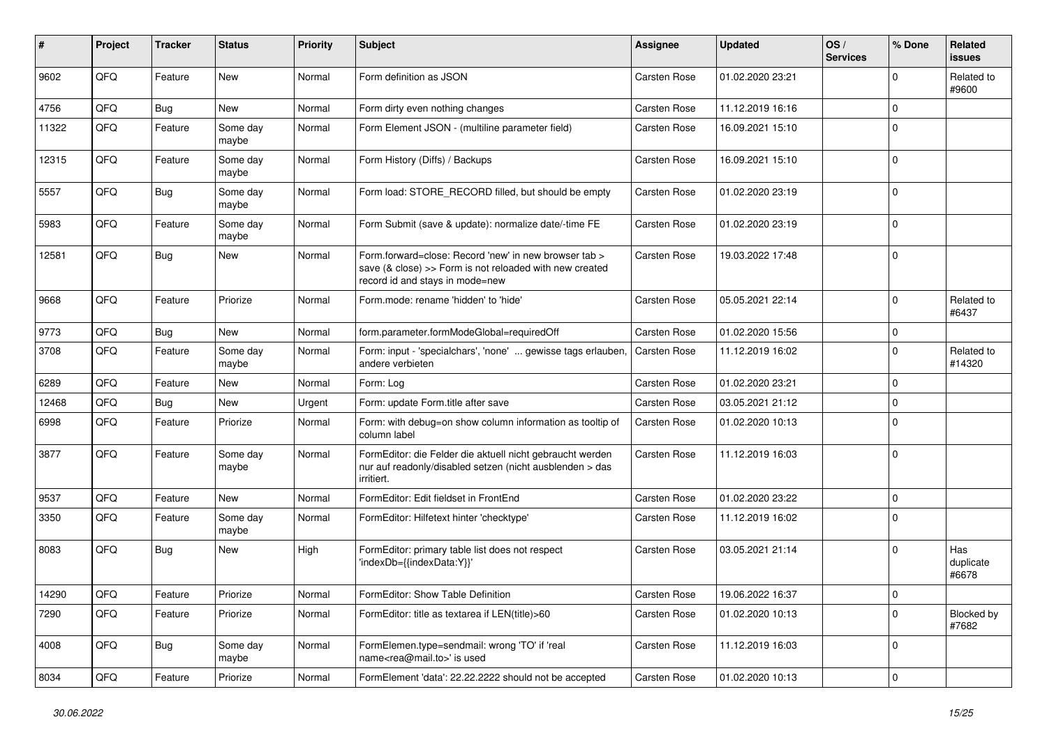| # | Project | Tracker | Status | Priority | Subject | Assignee | Updated | OS / Services | % Done | Related issues |
|---|---|---|---|---|---|---|---|---|---|---|
| 9602 | QFQ | Feature | New | Normal | Form definition as JSON | Carsten Rose | 01.02.2020 23:21 | | 0 | Related to #9600 |
| 4756 | QFQ | Bug | New | Normal | Form dirty even nothing changes | Carsten Rose | 11.12.2019 16:16 | | 0 | |
| 11322 | QFQ | Feature | Some day maybe | Normal | Form Element JSON - (multiline parameter field) | Carsten Rose | 16.09.2021 15:10 | | 0 | |
| 12315 | QFQ | Feature | Some day maybe | Normal | Form History (Diffs) / Backups | Carsten Rose | 16.09.2021 15:10 | | 0 | |
| 5557 | QFQ | Bug | Some day maybe | Normal | Form load: STORE_RECORD filled, but should be empty | Carsten Rose | 01.02.2020 23:19 | | 0 | |
| 5983 | QFQ | Feature | Some day maybe | Normal | Form Submit (save & update): normalize date/-time FE | Carsten Rose | 01.02.2020 23:19 | | 0 | |
| 12581 | QFQ | Bug | New | Normal | Form.forward=close: Record 'new' in new browser tab > save (& close) >> Form is not reloaded with new created record id and stays in mode=new | Carsten Rose | 19.03.2022 17:48 | | 0 | |
| 9668 | QFQ | Feature | Priorize | Normal | Form.mode: rename 'hidden' to 'hide' | Carsten Rose | 05.05.2021 22:14 | | 0 | Related to #6437 |
| 9773 | QFQ | Bug | New | Normal | form.parameter.formModeGlobal=requiredOff | Carsten Rose | 01.02.2020 15:56 | | 0 | |
| 3708 | QFQ | Feature | Some day maybe | Normal | Form: input - 'specialchars', 'none' ... gewisse tags erlauben, andere verbieten | Carsten Rose | 11.12.2019 16:02 | | 0 | Related to #14320 |
| 6289 | QFQ | Feature | New | Normal | Form: Log | Carsten Rose | 01.02.2020 23:21 | | 0 | |
| 12468 | QFQ | Bug | New | Urgent | Form: update Form.title after save | Carsten Rose | 03.05.2021 21:12 | | 0 | |
| 6998 | QFQ | Feature | Priorize | Normal | Form: with debug=on show column information as tooltip of column label | Carsten Rose | 01.02.2020 10:13 | | 0 | |
| 3877 | QFQ | Feature | Some day maybe | Normal | FormEditor: die Felder die aktuell nicht gebraucht werden nur auf readonly/disabled setzen (nicht ausblenden > das irritiert. | Carsten Rose | 11.12.2019 16:03 | | 0 | |
| 9537 | QFQ | Feature | New | Normal | FormEditor: Edit fieldset in FrontEnd | Carsten Rose | 01.02.2020 23:22 | | 0 | |
| 3350 | QFQ | Feature | Some day maybe | Normal | FormEditor: Hilfetext hinter 'checktype' | Carsten Rose | 11.12.2019 16:02 | | 0 | |
| 8083 | QFQ | Bug | New | High | FormEditor: primary table list does not respect 'indexDb={{indexData:Y}}' | Carsten Rose | 03.05.2021 21:14 | | 0 | Has duplicate #6678 |
| 14290 | QFQ | Feature | Priorize | Normal | FormEditor: Show Table Definition | Carsten Rose | 19.06.2022 16:37 | | 0 | |
| 7290 | QFQ | Feature | Priorize | Normal | FormEditor: title as textarea if LEN(title)>60 | Carsten Rose | 01.02.2020 10:13 | | 0 | Blocked by #7682 |
| 4008 | QFQ | Bug | Some day maybe | Normal | FormElemen.type=sendmail: wrong 'TO' if 'real name<rea@mail.to>' is used | Carsten Rose | 11.12.2019 16:03 | | 0 | |
| 8034 | QFQ | Feature | Priorize | Normal | FormElement 'data': 22.22.2222 should not be accepted | Carsten Rose | 01.02.2020 10:13 | | 0 | |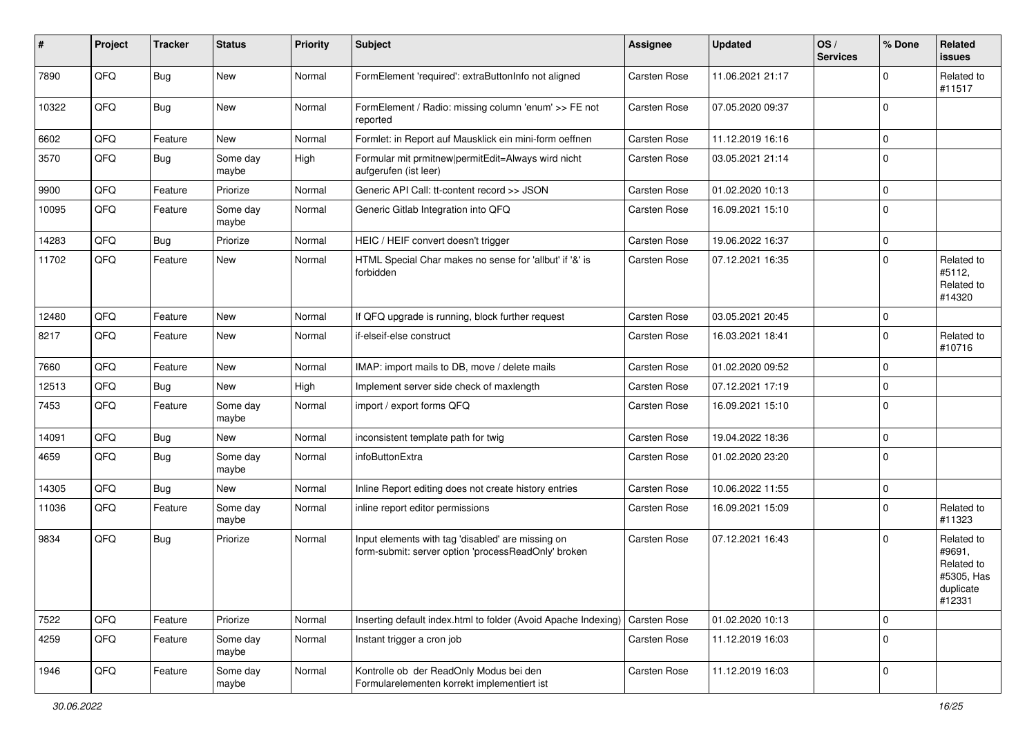| # | Project | Tracker | Status | Priority | Subject | Assignee | Updated | OS / Services | % Done | Related issues |
|---|---|---|---|---|---|---|---|---|---|---|
| 7890 | QFQ | Bug | New | Normal | FormElement 'required': extraButtonInfo not aligned | Carsten Rose | 11.06.2021 21:17 | | 0 | Related to #11517 |
| 10322 | QFQ | Bug | New | Normal | FormElement / Radio: missing column 'enum' >> FE not reported | Carsten Rose | 07.05.2020 09:37 | | 0 | |
| 6602 | QFQ | Feature | New | Normal | Formlet: in Report auf Mausklick ein mini-form oeffnen | Carsten Rose | 11.12.2019 16:16 | | 0 | |
| 3570 | QFQ | Bug | Some day maybe | High | Formular mit prmitnew\|permitEdit=Always wird nicht aufgerufen (ist leer) | Carsten Rose | 03.05.2021 21:14 | | 0 | |
| 9900 | QFQ | Feature | Priorize | Normal | Generic API Call: tt-content record >> JSON | Carsten Rose | 01.02.2020 10:13 | | 0 | |
| 10095 | QFQ | Feature | Some day maybe | Normal | Generic Gitlab Integration into QFQ | Carsten Rose | 16.09.2021 15:10 | | 0 | |
| 14283 | QFQ | Bug | Priorize | Normal | HEIC / HEIF convert doesn't trigger | Carsten Rose | 19.06.2022 16:37 | | 0 | |
| 11702 | QFQ | Feature | New | Normal | HTML Special Char makes no sense for 'allbut' if '&' is forbidden | Carsten Rose | 07.12.2021 16:35 | | 0 | Related to #5112, Related to #14320 |
| 12480 | QFQ | Feature | New | Normal | If QFQ upgrade is running, block further request | Carsten Rose | 03.05.2021 20:45 | | 0 | |
| 8217 | QFQ | Feature | New | Normal | if-elseif-else construct | Carsten Rose | 16.03.2021 18:41 | | 0 | Related to #10716 |
| 7660 | QFQ | Feature | New | Normal | IMAP: import mails to DB, move / delete mails | Carsten Rose | 01.02.2020 09:52 | | 0 | |
| 12513 | QFQ | Bug | New | High | Implement server side check of maxlength | Carsten Rose | 07.12.2021 17:19 | | 0 | |
| 7453 | QFQ | Feature | Some day maybe | Normal | import / export forms QFQ | Carsten Rose | 16.09.2021 15:10 | | 0 | |
| 14091 | QFQ | Bug | New | Normal | inconsistent template path for twig | Carsten Rose | 19.04.2022 18:36 | | 0 | |
| 4659 | QFQ | Bug | Some day maybe | Normal | infoButtonExtra | Carsten Rose | 01.02.2020 23:20 | | 0 | |
| 14305 | QFQ | Bug | New | Normal | Inline Report editing does not create history entries | Carsten Rose | 10.06.2022 11:55 | | 0 | |
| 11036 | QFQ | Feature | Some day maybe | Normal | inline report editor permissions | Carsten Rose | 16.09.2021 15:09 | | 0 | Related to #11323 |
| 9834 | QFQ | Bug | Priorize | Normal | Input elements with tag 'disabled' are missing on form-submit: server option 'processReadOnly' broken | Carsten Rose | 07.12.2021 16:43 | | 0 | Related to #9691, Related to #5305, Has duplicate #12331 |
| 7522 | QFQ | Feature | Priorize | Normal | Inserting default index.html to folder (Avoid Apache Indexing) | Carsten Rose | 01.02.2020 10:13 | | 0 | |
| 4259 | QFQ | Feature | Some day maybe | Normal | Instant trigger a cron job | Carsten Rose | 11.12.2019 16:03 | | 0 | |
| 1946 | QFQ | Feature | Some day maybe | Normal | Kontrolle ob der ReadOnly Modus bei den Formularelementen korrekt implementiert ist | Carsten Rose | 11.12.2019 16:03 | | 0 | |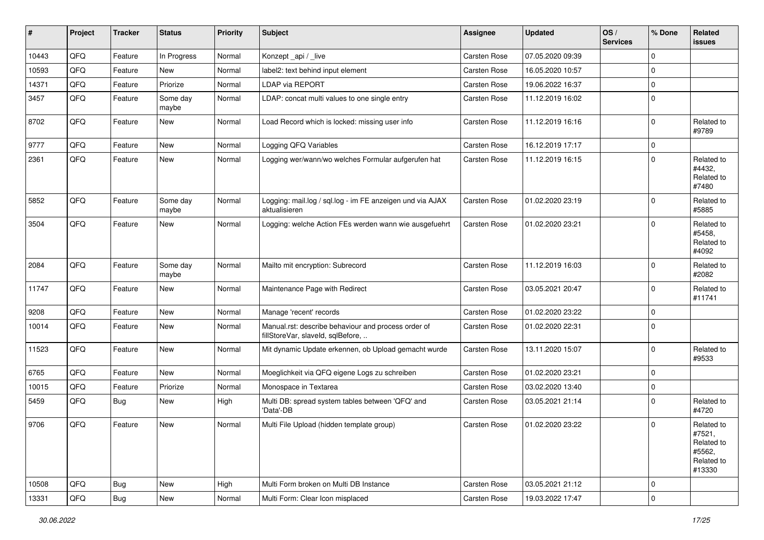| # | Project | Tracker | Status | Priority | Subject | Assignee | Updated | OS / Services | % Done | Related issues |
|---|---|---|---|---|---|---|---|---|---|---|
| 10443 | QFQ | Feature | In Progress | Normal | Konzept _api / _live | Carsten Rose | 07.05.2020 09:39 | | 0 | |
| 10593 | QFQ | Feature | New | Normal | label2: text behind input element | Carsten Rose | 16.05.2020 10:57 | | 0 | |
| 14371 | QFQ | Feature | Priorize | Normal | LDAP via REPORT | Carsten Rose | 19.06.2022 16:37 | | 0 | |
| 3457 | QFQ | Feature | Some day maybe | Normal | LDAP: concat multi values to one single entry | Carsten Rose | 11.12.2019 16:02 | | 0 | |
| 8702 | QFQ | Feature | New | Normal | Load Record which is locked: missing user info | Carsten Rose | 11.12.2019 16:16 | | 0 | Related to #9789 |
| 9777 | QFQ | Feature | New | Normal | Logging QFQ Variables | Carsten Rose | 16.12.2019 17:17 | | 0 | |
| 2361 | QFQ | Feature | New | Normal | Logging wer/wann/wo welches Formular aufgerufen hat | Carsten Rose | 11.12.2019 16:15 | | 0 | Related to #4432, Related to #7480 |
| 5852 | QFQ | Feature | Some day maybe | Normal | Logging: mail.log / sql.log - im FE anzeigen und via AJAX aktualisieren | Carsten Rose | 01.02.2020 23:19 | | 0 | Related to #5885 |
| 3504 | QFQ | Feature | New | Normal | Logging: welche Action FEs werden wann wie ausgefuehrt | Carsten Rose | 01.02.2020 23:21 | | 0 | Related to #5458, Related to #4092 |
| 2084 | QFQ | Feature | Some day maybe | Normal | Mailto mit encryption: Subrecord | Carsten Rose | 11.12.2019 16:03 | | 0 | Related to #2082 |
| 11747 | QFQ | Feature | New | Normal | Maintenance Page with Redirect | Carsten Rose | 03.05.2021 20:47 | | 0 | Related to #11741 |
| 9208 | QFQ | Feature | New | Normal | Manage 'recent' records | Carsten Rose | 01.02.2020 23:22 | | 0 | |
| 10014 | QFQ | Feature | New | Normal | Manual.rst: describe behaviour and process order of fillStoreVar, slaveId, sqlBefore, .. | Carsten Rose | 01.02.2020 22:31 | | 0 | |
| 11523 | QFQ | Feature | New | Normal | Mit dynamic Update erkennen, ob Upload gemacht wurde | Carsten Rose | 13.11.2020 15:07 | | 0 | Related to #9533 |
| 6765 | QFQ | Feature | New | Normal | Moeglichkeit via QFQ eigene Logs zu schreiben | Carsten Rose | 01.02.2020 23:21 | | 0 | |
| 10015 | QFQ | Feature | Priorize | Normal | Monospace in Textarea | Carsten Rose | 03.02.2020 13:40 | | 0 | |
| 5459 | QFQ | Bug | New | High | Multi DB: spread system tables between 'QFQ' and 'Data'-DB | Carsten Rose | 03.05.2021 21:14 | | 0 | Related to #4720 |
| 9706 | QFQ | Feature | New | Normal | Multi File Upload (hidden template group) | Carsten Rose | 01.02.2020 23:22 | | 0 | Related to #7521, Related to #5562, Related to #13330 |
| 10508 | QFQ | Bug | New | High | Multi Form broken on Multi DB Instance | Carsten Rose | 03.05.2021 21:12 | | 0 | |
| 13331 | QFQ | Bug | New | Normal | Multi Form: Clear Icon misplaced | Carsten Rose | 19.03.2022 17:47 | | 0 | |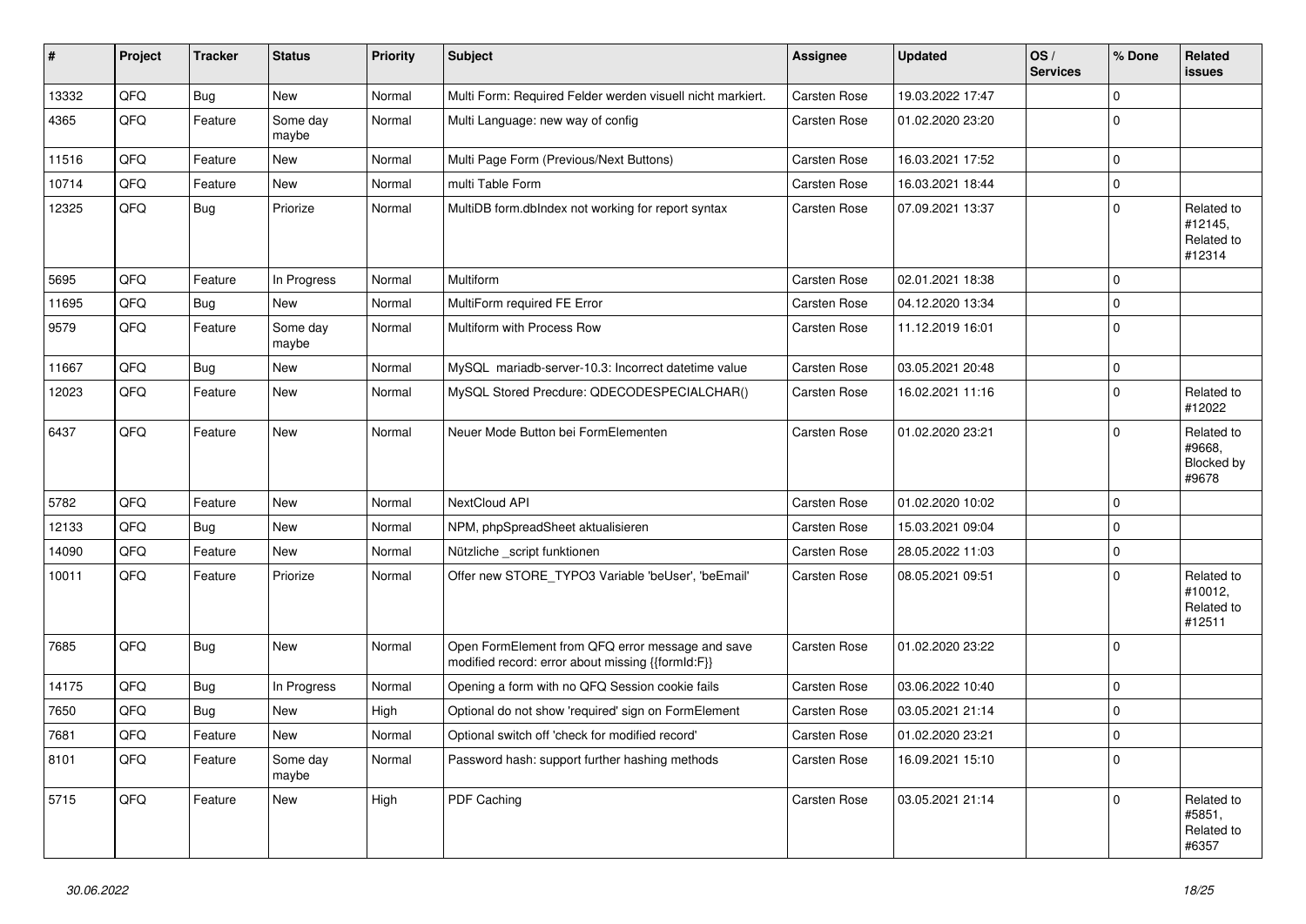| # | Project | Tracker | Status | Priority | Subject | Assignee | Updated | OS / Services | % Done | Related issues |
|---|---|---|---|---|---|---|---|---|---|---|
| 13332 | QFQ | Bug | New | Normal | Multi Form: Required Felder werden visuell nicht markiert. | Carsten Rose | 19.03.2022 17:47 | | 0 | |
| 4365 | QFQ | Feature | Some day maybe | Normal | Multi Language: new way of config | Carsten Rose | 01.02.2020 23:20 | | 0 | |
| 11516 | QFQ | Feature | New | Normal | Multi Page Form (Previous/Next Buttons) | Carsten Rose | 16.03.2021 17:52 | | 0 | |
| 10714 | QFQ | Feature | New | Normal | multi Table Form | Carsten Rose | 16.03.2021 18:44 | | 0 | |
| 12325 | QFQ | Bug | Priorize | Normal | MultiDB form.dbIndex not working for report syntax | Carsten Rose | 07.09.2021 13:37 | | 0 | Related to #12145, Related to #12314 |
| 5695 | QFQ | Feature | In Progress | Normal | Multiform | Carsten Rose | 02.01.2021 18:38 | | 0 | |
| 11695 | QFQ | Bug | New | Normal | MultiForm required FE Error | Carsten Rose | 04.12.2020 13:34 | | 0 | |
| 9579 | QFQ | Feature | Some day maybe | Normal | Multiform with Process Row | Carsten Rose | 11.12.2019 16:01 | | 0 | |
| 11667 | QFQ | Bug | New | Normal | MySQL mariadb-server-10.3: Incorrect datetime value | Carsten Rose | 03.05.2021 20:48 | | 0 | |
| 12023 | QFQ | Feature | New | Normal | MySQL Stored Precdure: QDECODESPECIALCHAR() | Carsten Rose | 16.02.2021 11:16 | | 0 | Related to #12022 |
| 6437 | QFQ | Feature | New | Normal | Neuer Mode Button bei FormElementen | Carsten Rose | 01.02.2020 23:21 | | 0 | Related to #9668, Blocked by #9678 |
| 5782 | QFQ | Feature | New | Normal | NextCloud API | Carsten Rose | 01.02.2020 10:02 | | 0 | |
| 12133 | QFQ | Bug | New | Normal | NPM, phpSpreadSheet aktualisieren | Carsten Rose | 15.03.2021 09:04 | | 0 | |
| 14090 | QFQ | Feature | New | Normal | Nützliche _script funktionen | Carsten Rose | 28.05.2022 11:03 | | 0 | |
| 10011 | QFQ | Feature | Priorize | Normal | Offer new STORE_TYPO3 Variable 'beUser', 'beEmail' | Carsten Rose | 08.05.2021 09:51 | | 0 | Related to #10012, Related to #12511 |
| 7685 | QFQ | Bug | New | Normal | Open FormElement from QFQ error message and save modified record: error about missing {{formId:F}} | Carsten Rose | 01.02.2020 23:22 | | 0 | |
| 14175 | QFQ | Bug | In Progress | Normal | Opening a form with no QFQ Session cookie fails | Carsten Rose | 03.06.2022 10:40 | | 0 | |
| 7650 | QFQ | Bug | New | High | Optional do not show 'required' sign on FormElement | Carsten Rose | 03.05.2021 21:14 | | 0 | |
| 7681 | QFQ | Feature | New | Normal | Optional switch off 'check for modified record' | Carsten Rose | 01.02.2020 23:21 | | 0 | |
| 8101 | QFQ | Feature | Some day maybe | Normal | Password hash: support further hashing methods | Carsten Rose | 16.09.2021 15:10 | | 0 | |
| 5715 | QFQ | Feature | New | High | PDF Caching | Carsten Rose | 03.05.2021 21:14 | | 0 | Related to #5851, Related to #6357 |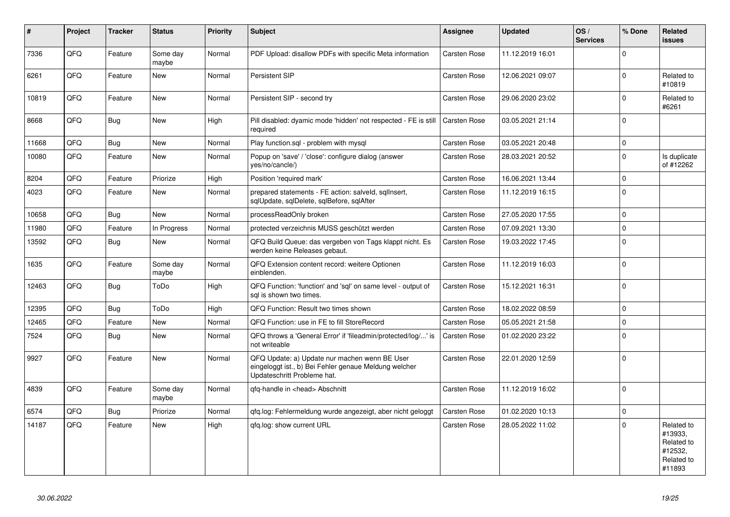| # | Project | Tracker | Status | Priority | Subject | Assignee | Updated | OS / Services | % Done | Related issues |
|---|---|---|---|---|---|---|---|---|---|---|
| 7336 | QFQ | Feature | Some day maybe | Normal | PDF Upload: disallow PDFs with specific Meta information | Carsten Rose | 11.12.2019 16:01 | | 0 | |
| 6261 | QFQ | Feature | New | Normal | Persistent SIP | Carsten Rose | 12.06.2021 09:07 | | 0 | Related to #10819 |
| 10819 | QFQ | Feature | New | Normal | Persistent SIP - second try | Carsten Rose | 29.06.2020 23:02 | | 0 | Related to #6261 |
| 8668 | QFQ | Bug | New | High | Pill disabled: dyamic mode 'hidden' not respected - FE is still required | Carsten Rose | 03.05.2021 21:14 | | 0 | |
| 11668 | QFQ | Bug | New | Normal | Play function.sql - problem with mysql | Carsten Rose | 03.05.2021 20:48 | | 0 | |
| 10080 | QFQ | Feature | New | Normal | Popup on 'save' / 'close': configure dialog (answer yes/no/cancle/) | Carsten Rose | 28.03.2021 20:52 | | 0 | Is duplicate of #12262 |
| 8204 | QFQ | Feature | Priorize | High | Position 'required mark' | Carsten Rose | 16.06.2021 13:44 | | 0 | |
| 4023 | QFQ | Feature | New | Normal | prepared statements - FE action: salveld, sqlInsert, sqlUpdate, sqlDelete, sqlBefore, sqlAfter | Carsten Rose | 11.12.2019 16:15 | | 0 | |
| 10658 | QFQ | Bug | New | Normal | processReadOnly broken | Carsten Rose | 27.05.2020 17:55 | | 0 | |
| 11980 | QFQ | Feature | In Progress | Normal | protected verzeichnis MUSS geschützt werden | Carsten Rose | 07.09.2021 13:30 | | 0 | |
| 13592 | QFQ | Bug | New | Normal | QFQ Build Queue: das vergeben von Tags klappt nicht. Es werden keine Releases gebaut. | Carsten Rose | 19.03.2022 17:45 | | 0 | |
| 1635 | QFQ | Feature | Some day maybe | Normal | QFQ Extension content record: weitere Optionen einblenden. | Carsten Rose | 11.12.2019 16:03 | | 0 | |
| 12463 | QFQ | Bug | ToDo | High | QFQ Function: 'function' and 'sql' on same level - output of sql is shown two times. | Carsten Rose | 15.12.2021 16:31 | | 0 | |
| 12395 | QFQ | Bug | ToDo | High | QFQ Function: Result two times shown | Carsten Rose | 18.02.2022 08:59 | | 0 | |
| 12465 | QFQ | Feature | New | Normal | QFQ Function: use in FE to fill StoreRecord | Carsten Rose | 05.05.2021 21:58 | | 0 | |
| 7524 | QFQ | Bug | New | Normal | QFQ throws a 'General Error' if 'fileadmin/protected/log/...' is not writeable | Carsten Rose | 01.02.2020 23:22 | | 0 | |
| 9927 | QFQ | Feature | New | Normal | QFQ Update: a) Update nur machen wenn BE User eingeloggt ist., b) Bei Fehler genaue Meldung welcher Updateschritt Probleme hat. | Carsten Rose | 22.01.2020 12:59 | | 0 | |
| 4839 | QFQ | Feature | Some day maybe | Normal | qfq-handle in <head> Abschnitt | Carsten Rose | 11.12.2019 16:02 | | 0 | |
| 6574 | QFQ | Bug | Priorize | Normal | qfq.log: Fehlermeldung wurde angezeigt, aber nicht geloggt | Carsten Rose | 01.02.2020 10:13 | | 0 | |
| 14187 | QFQ | Feature | New | High | qfq.log: show current URL | Carsten Rose | 28.05.2022 11:02 | | 0 | Related to #13933, Related to #12532, Related to #11893 |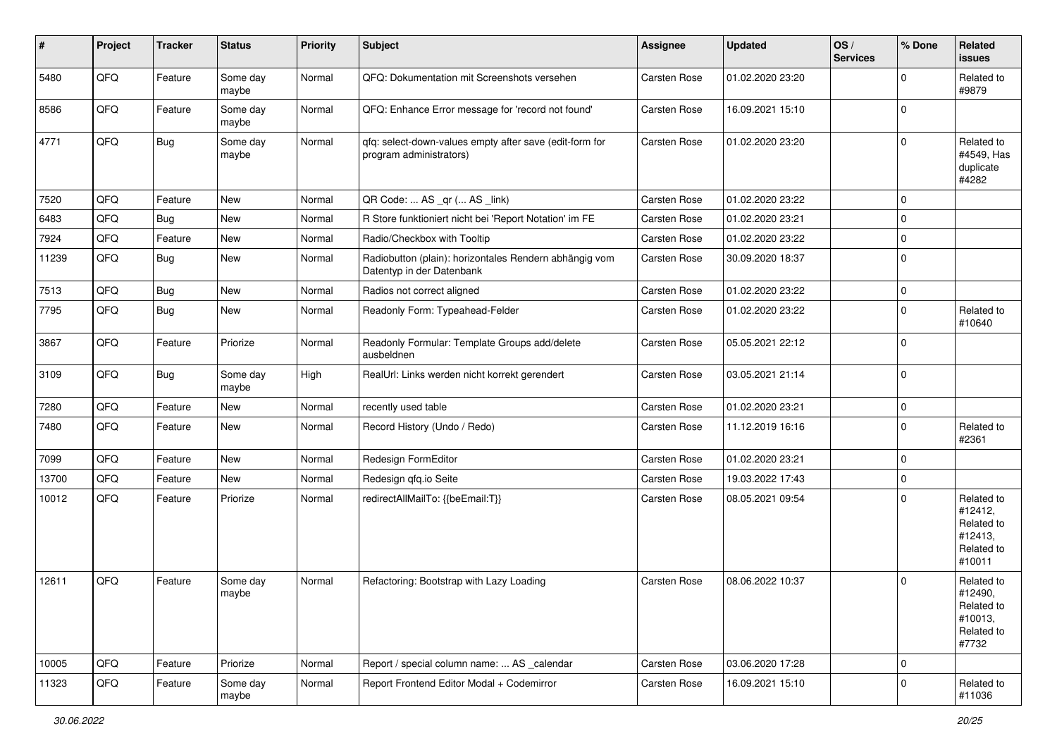| # | Project | Tracker | Status | Priority | Subject | Assignee | Updated | OS / Services | % Done | Related issues |
|---|---|---|---|---|---|---|---|---|---|---|
| 5480 | QFQ | Feature | Some day maybe | Normal | QFQ: Dokumentation mit Screenshots versehen | Carsten Rose | 01.02.2020 23:20 | | 0 | Related to #9879 |
| 8586 | QFQ | Feature | Some day maybe | Normal | QFQ: Enhance Error message for 'record not found' | Carsten Rose | 16.09.2021 15:10 | | 0 | |
| 4771 | QFQ | Bug | Some day maybe | Normal | qfq: select-down-values empty after save (edit-form for program administrators) | Carsten Rose | 01.02.2020 23:20 | | 0 | Related to #4549, Has duplicate #4282 |
| 7520 | QFQ | Feature | New | Normal | QR Code: ... AS _qr ( ... AS _link) | Carsten Rose | 01.02.2020 23:22 | | 0 | |
| 6483 | QFQ | Bug | New | Normal | R Store funktioniert nicht bei 'Report Notation' im FE | Carsten Rose | 01.02.2020 23:21 | | 0 | |
| 7924 | QFQ | Feature | New | Normal | Radio/Checkbox with Tooltip | Carsten Rose | 01.02.2020 23:22 | | 0 | |
| 11239 | QFQ | Bug | New | Normal | Radiobutton (plain): horizontales Rendern abhängig vom Datentyp in der Datenbank | Carsten Rose | 30.09.2020 18:37 | | 0 | |
| 7513 | QFQ | Bug | New | Normal | Radios not correct aligned | Carsten Rose | 01.02.2020 23:22 | | 0 | |
| 7795 | QFQ | Bug | New | Normal | Readonly Form: Typeahead-Felder | Carsten Rose | 01.02.2020 23:22 | | 0 | Related to #10640 |
| 3867 | QFQ | Feature | Priorize | Normal | Readonly Formular: Template Groups add/delete ausbeldnen | Carsten Rose | 05.05.2021 22:12 | | 0 | |
| 3109 | QFQ | Bug | Some day maybe | High | RealUrl: Links werden nicht korrekt gerendert | Carsten Rose | 03.05.2021 21:14 | | 0 | |
| 7280 | QFQ | Feature | New | Normal | recently used table | Carsten Rose | 01.02.2020 23:21 | | 0 | |
| 7480 | QFQ | Feature | New | Normal | Record History (Undo / Redo) | Carsten Rose | 11.12.2019 16:16 | | 0 | Related to #2361 |
| 7099 | QFQ | Feature | New | Normal | Redesign FormEditor | Carsten Rose | 01.02.2020 23:21 | | 0 | |
| 13700 | QFQ | Feature | New | Normal | Redesign qfq.io Seite | Carsten Rose | 19.03.2022 17:43 | | 0 | |
| 10012 | QFQ | Feature | Priorize | Normal | redirectAllMailTo: {{beEmail:T}} | Carsten Rose | 08.05.2021 09:54 | | 0 | Related to #12412, Related to #12413, Related to #10011 |
| 12611 | QFQ | Feature | Some day maybe | Normal | Refactoring: Bootstrap with Lazy Loading | Carsten Rose | 08.06.2022 10:37 | | 0 | Related to #12490, Related to #10013, Related to #7732 |
| 10005 | QFQ | Feature | Priorize | Normal | Report / special column name: ... AS _calendar | Carsten Rose | 03.06.2020 17:28 | | 0 | |
| 11323 | QFQ | Feature | Some day maybe | Normal | Report Frontend Editor Modal + Codemirror | Carsten Rose | 16.09.2021 15:10 | | 0 | Related to #11036 |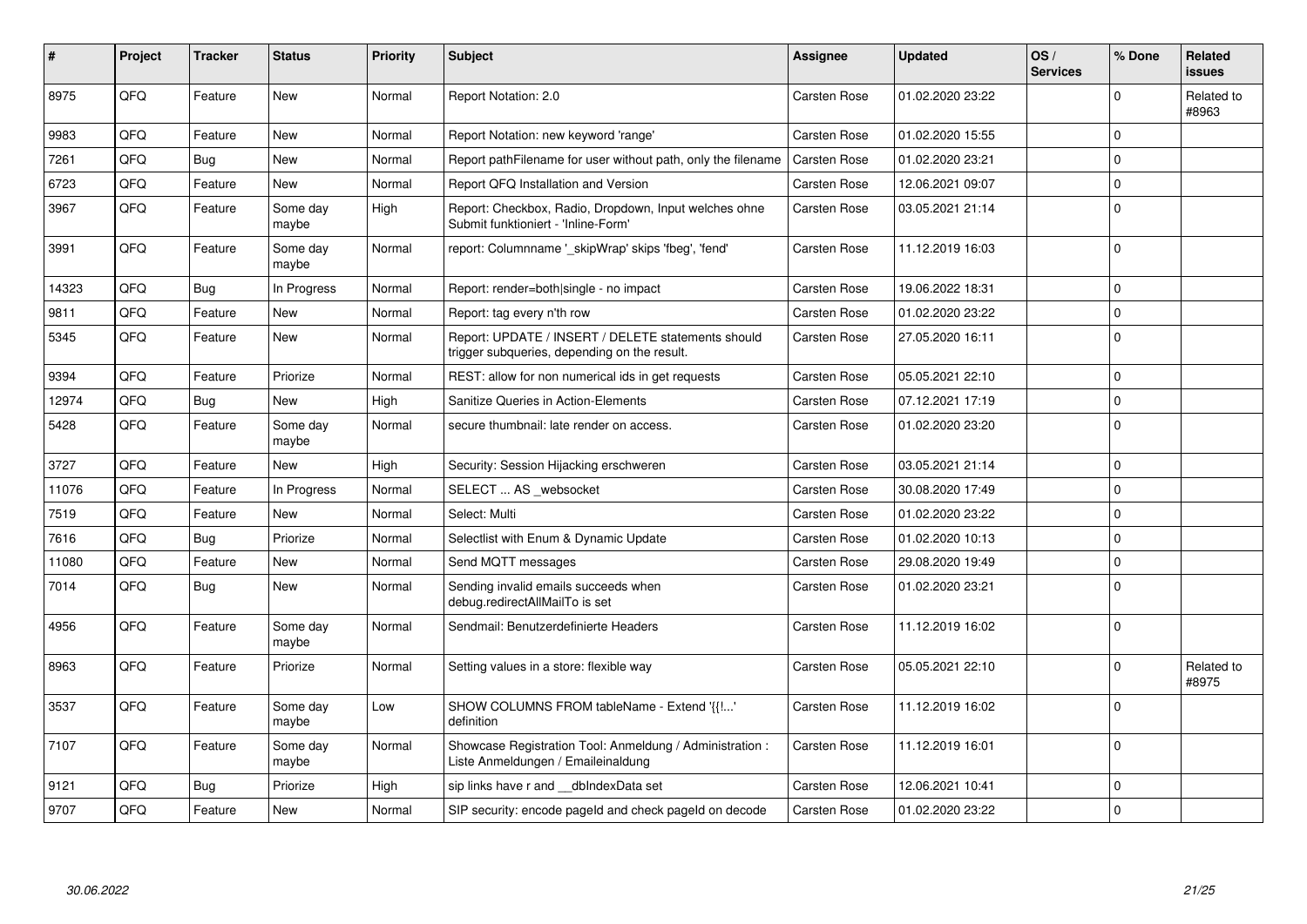| # | Project | Tracker | Status | Priority | Subject | Assignee | Updated | OS / Services | % Done | Related issues |
|---|---|---|---|---|---|---|---|---|---|---|
| 8975 | QFQ | Feature | New | Normal | Report Notation: 2.0 | Carsten Rose | 01.02.2020 23:22 | | 0 | Related to #8963 |
| 9983 | QFQ | Feature | New | Normal | Report Notation: new keyword 'range' | Carsten Rose | 01.02.2020 15:55 | | 0 | |
| 7261 | QFQ | Bug | New | Normal | Report pathFilename for user without path, only the filename | Carsten Rose | 01.02.2020 23:21 | | 0 | |
| 6723 | QFQ | Feature | New | Normal | Report QFQ Installation and Version | Carsten Rose | 12.06.2021 09:07 | | 0 | |
| 3967 | QFQ | Feature | Some day maybe | High | Report: Checkbox, Radio, Dropdown, Input welches ohne Submit funktioniert - 'Inline-Form' | Carsten Rose | 03.05.2021 21:14 | | 0 | |
| 3991 | QFQ | Feature | Some day maybe | Normal | report: Columnname '_skipWrap' skips 'fbeg', 'fend' | Carsten Rose | 11.12.2019 16:03 | | 0 | |
| 14323 | QFQ | Bug | In Progress | Normal | Report: render=both\|single - no impact | Carsten Rose | 19.06.2022 18:31 | | 0 | |
| 9811 | QFQ | Feature | New | Normal | Report: tag every n'th row | Carsten Rose | 01.02.2020 23:22 | | 0 | |
| 5345 | QFQ | Feature | New | Normal | Report: UPDATE / INSERT / DELETE statements should trigger subqueries, depending on the result. | Carsten Rose | 27.05.2020 16:11 | | 0 | |
| 9394 | QFQ | Feature | Priorize | Normal | REST: allow for non numerical ids in get requests | Carsten Rose | 05.05.2021 22:10 | | 0 | |
| 12974 | QFQ | Bug | New | High | Sanitize Queries in Action-Elements | Carsten Rose | 07.12.2021 17:19 | | 0 | |
| 5428 | QFQ | Feature | Some day maybe | Normal | secure thumbnail: late render on access. | Carsten Rose | 01.02.2020 23:20 | | 0 | |
| 3727 | QFQ | Feature | New | High | Security: Session Hijacking erschweren | Carsten Rose | 03.05.2021 21:14 | | 0 | |
| 11076 | QFQ | Feature | In Progress | Normal | SELECT ... AS _websocket | Carsten Rose | 30.08.2020 17:49 | | 0 | |
| 7519 | QFQ | Feature | New | Normal | Select: Multi | Carsten Rose | 01.02.2020 23:22 | | 0 | |
| 7616 | QFQ | Bug | Priorize | Normal | Selectlist with Enum & Dynamic Update | Carsten Rose | 01.02.2020 10:13 | | 0 | |
| 11080 | QFQ | Feature | New | Normal | Send MQTT messages | Carsten Rose | 29.08.2020 19:49 | | 0 | |
| 7014 | QFQ | Bug | New | Normal | Sending invalid emails succeeds when debug.redirectAllMailTo is set | Carsten Rose | 01.02.2020 23:21 | | 0 | |
| 4956 | QFQ | Feature | Some day maybe | Normal | Sendmail: Benutzerdefinierte Headers | Carsten Rose | 11.12.2019 16:02 | | 0 | |
| 8963 | QFQ | Feature | Priorize | Normal | Setting values in a store: flexible way | Carsten Rose | 05.05.2021 22:10 | | 0 | Related to #8975 |
| 3537 | QFQ | Feature | Some day maybe | Low | SHOW COLUMNS FROM tableName - Extend '{{!...' definition | Carsten Rose | 11.12.2019 16:02 | | 0 | |
| 7107 | QFQ | Feature | Some day maybe | Normal | Showcase Registration Tool: Anmeldung / Administration : Liste Anmeldungen / Emaileinaldung | Carsten Rose | 11.12.2019 16:01 | | 0 | |
| 9121 | QFQ | Bug | Priorize | High | sip links have r and __dbIndexData set | Carsten Rose | 12.06.2021 10:41 | | 0 | |
| 9707 | QFQ | Feature | New | Normal | SIP security: encode pageId and check pageId on decode | Carsten Rose | 01.02.2020 23:22 | | 0 | |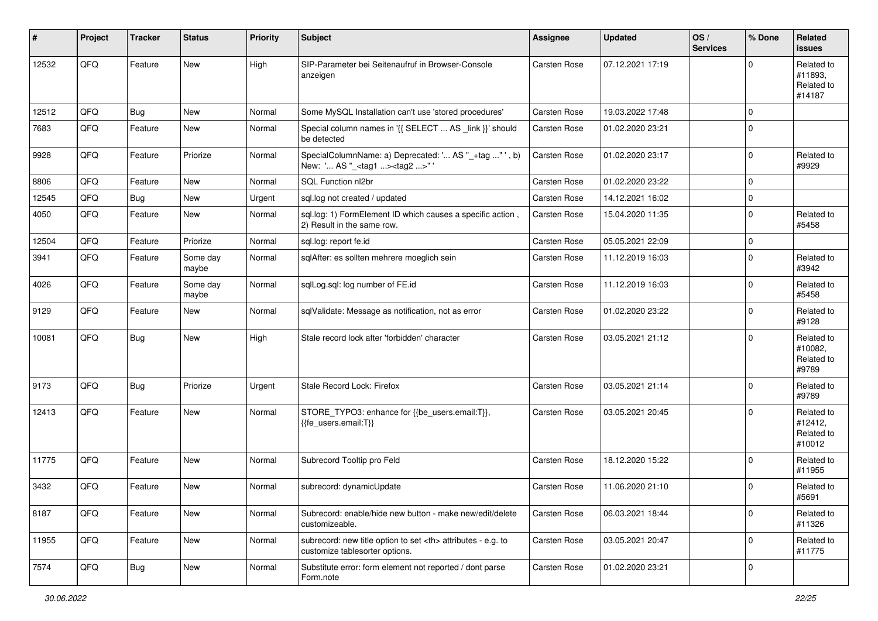| # | Project | Tracker | Status | Priority | Subject | Assignee | Updated | OS / Services | % Done | Related issues |
|---|---|---|---|---|---|---|---|---|---|---|
| 12532 | QFQ | Feature | New | High | SIP-Parameter bei Seitenaufruf in Browser-Console anzeigen | Carsten Rose | 07.12.2021 17:19 | | 0 | Related to #11893, Related to #14187 |
| 12512 | QFQ | Bug | New | Normal | Some MySQL Installation can't use 'stored procedures' | Carsten Rose | 19.03.2022 17:48 | | 0 | |
| 7683 | QFQ | Feature | New | Normal | Special column names in '{{ SELECT ... AS _link }}' should be detected | Carsten Rose | 01.02.2020 23:21 | | 0 | |
| 9928 | QFQ | Feature | Priorize | Normal | SpecialColumnName: a) Deprecated: '... AS "_+tag ..." ', b) New: '... AS "_<tag1 ...><tag2 ...>" ' | Carsten Rose | 01.02.2020 23:17 | | 0 | Related to #9929 |
| 8806 | QFQ | Feature | New | Normal | SQL Function nl2br | Carsten Rose | 01.02.2020 23:22 | | 0 | |
| 12545 | QFQ | Bug | New | Urgent | sql.log not created / updated | Carsten Rose | 14.12.2021 16:02 | | 0 | |
| 4050 | QFQ | Feature | New | Normal | sql.log: 1) FormElement ID which causes a specific action , 2) Result in the same row. | Carsten Rose | 15.04.2020 11:35 | | 0 | Related to #5458 |
| 12504 | QFQ | Feature | Priorize | Normal | sql.log: report fe.id | Carsten Rose | 05.05.2021 22:09 | | 0 | |
| 3941 | QFQ | Feature | Some day maybe | Normal | sqlAfter: es sollten mehrere moeglich sein | Carsten Rose | 11.12.2019 16:03 | | 0 | Related to #3942 |
| 4026 | QFQ | Feature | Some day maybe | Normal | sqlLog.sql: log number of FE.id | Carsten Rose | 11.12.2019 16:03 | | 0 | Related to #5458 |
| 9129 | QFQ | Feature | New | Normal | sqlValidate: Message as notification, not as error | Carsten Rose | 01.02.2020 23:22 | | 0 | Related to #9128 |
| 10081 | QFQ | Bug | New | High | Stale record lock after 'forbidden' character | Carsten Rose | 03.05.2021 21:12 | | 0 | Related to #10082, Related to #9789 |
| 9173 | QFQ | Bug | Priorize | Urgent | Stale Record Lock: Firefox | Carsten Rose | 03.05.2021 21:14 | | 0 | Related to #9789 |
| 12413 | QFQ | Feature | New | Normal | STORE_TYPO3: enhance for {{be_users.email:T}}, {{fe_users.email:T}} | Carsten Rose | 03.05.2021 20:45 | | 0 | Related to #12412, Related to #10012 |
| 11775 | QFQ | Feature | New | Normal | Subrecord Tooltip pro Feld | Carsten Rose | 18.12.2020 15:22 | | 0 | Related to #11955 |
| 3432 | QFQ | Feature | New | Normal | subrecord: dynamicUpdate | Carsten Rose | 11.06.2020 21:10 | | 0 | Related to #5691 |
| 8187 | QFQ | Feature | New | Normal | Subrecord: enable/hide new button - make new/edit/delete customizeable. | Carsten Rose | 06.03.2021 18:44 | | 0 | Related to #11326 |
| 11955 | QFQ | Feature | New | Normal | subrecord: new title option to set <th> attributes - e.g. to customize tablesorter options. | Carsten Rose | 03.05.2021 20:47 | | 0 | Related to #11775 |
| 7574 | QFQ | Bug | New | Normal | Substitute error: form element not reported / dont parse Form.note | Carsten Rose | 01.02.2020 23:21 | | 0 | |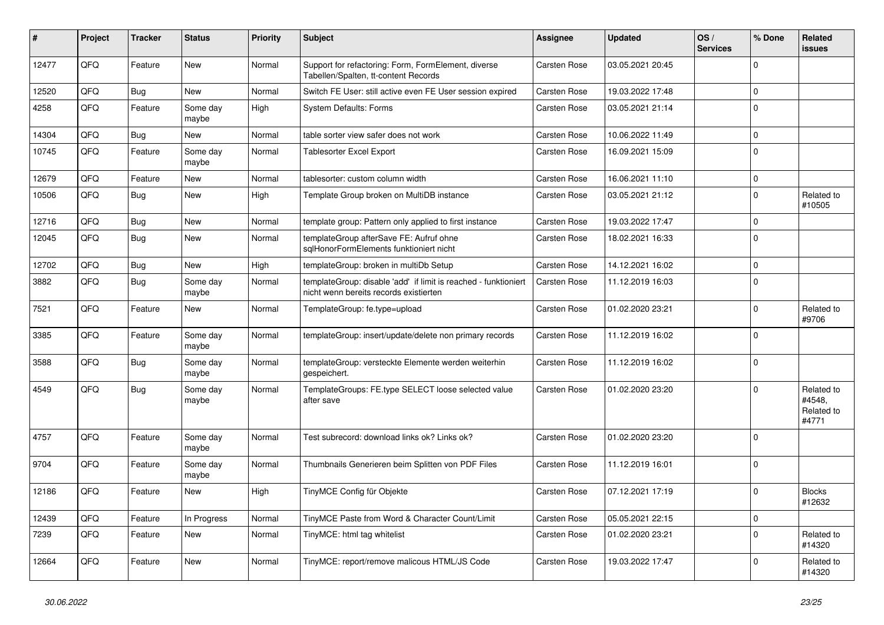| # | Project | Tracker | Status | Priority | Subject | Assignee | Updated | OS / Services | % Done | Related issues |
|---|---|---|---|---|---|---|---|---|---|---|
| 12477 | QFQ | Feature | New | Normal | Support for refactoring: Form, FormElement, diverse Tabellen/Spalten, tt-content Records | Carsten Rose | 03.05.2021 20:45 | | 0 | |
| 12520 | QFQ | Bug | New | Normal | Switch FE User: still active even FE User session expired | Carsten Rose | 19.03.2022 17:48 | | 0 | |
| 4258 | QFQ | Feature | Some day maybe | High | System Defaults: Forms | Carsten Rose | 03.05.2021 21:14 | | 0 | |
| 14304 | QFQ | Bug | New | Normal | table sorter view safer does not work | Carsten Rose | 10.06.2022 11:49 | | 0 | |
| 10745 | QFQ | Feature | Some day maybe | Normal | Tablesorter Excel Export | Carsten Rose | 16.09.2021 15:09 | | 0 | |
| 12679 | QFQ | Feature | New | Normal | tablesorter: custom column width | Carsten Rose | 16.06.2021 11:10 | | 0 | |
| 10506 | QFQ | Bug | New | High | Template Group broken on MultiDB instance | Carsten Rose | 03.05.2021 21:12 | | 0 | Related to #10505 |
| 12716 | QFQ | Bug | New | Normal | template group: Pattern only applied to first instance | Carsten Rose | 19.03.2022 17:47 | | 0 | |
| 12045 | QFQ | Bug | New | Normal | templateGroup afterSave FE: Aufruf ohne sqlHonorFormElements funktioniert nicht | Carsten Rose | 18.02.2021 16:33 | | 0 | |
| 12702 | QFQ | Bug | New | High | templateGroup: broken in multiDb Setup | Carsten Rose | 14.12.2021 16:02 | | 0 | |
| 3882 | QFQ | Bug | Some day maybe | Normal | templateGroup: disable 'add' if limit is reached - funktioniert nicht wenn bereits records existierten | Carsten Rose | 11.12.2019 16:03 | | 0 | |
| 7521 | QFQ | Feature | New | Normal | TemplateGroup: fe.type=upload | Carsten Rose | 01.02.2020 23:21 | | 0 | Related to #9706 |
| 3385 | QFQ | Feature | Some day maybe | Normal | templateGroup: insert/update/delete non primary records | Carsten Rose | 11.12.2019 16:02 | | 0 | |
| 3588 | QFQ | Bug | Some day maybe | Normal | templateGroup: versteckte Elemente werden weiterhin gespeichert. | Carsten Rose | 11.12.2019 16:02 | | 0 | |
| 4549 | QFQ | Bug | Some day maybe | Normal | TemplateGroups: FE.type SELECT loose selected value after save | Carsten Rose | 01.02.2020 23:20 | | 0 | Related to #4548, Related to #4771 |
| 4757 | QFQ | Feature | Some day maybe | Normal | Test subrecord: download links ok? Links ok? | Carsten Rose | 01.02.2020 23:20 | | 0 | |
| 9704 | QFQ | Feature | Some day maybe | Normal | Thumbnails Generieren beim Splitten von PDF Files | Carsten Rose | 11.12.2019 16:01 | | 0 | |
| 12186 | QFQ | Feature | New | High | TinyMCE Config für Objekte | Carsten Rose | 07.12.2021 17:19 | | 0 | Blocks #12632 |
| 12439 | QFQ | Feature | In Progress | Normal | TinyMCE Paste from Word & Character Count/Limit | Carsten Rose | 05.05.2021 22:15 | | 0 | |
| 7239 | QFQ | Feature | New | Normal | TinyMCE: html tag whitelist | Carsten Rose | 01.02.2020 23:21 | | 0 | Related to #14320 |
| 12664 | QFQ | Feature | New | Normal | TinyMCE: report/remove malicous HTML/JS Code | Carsten Rose | 19.03.2022 17:47 | | 0 | Related to #14320 |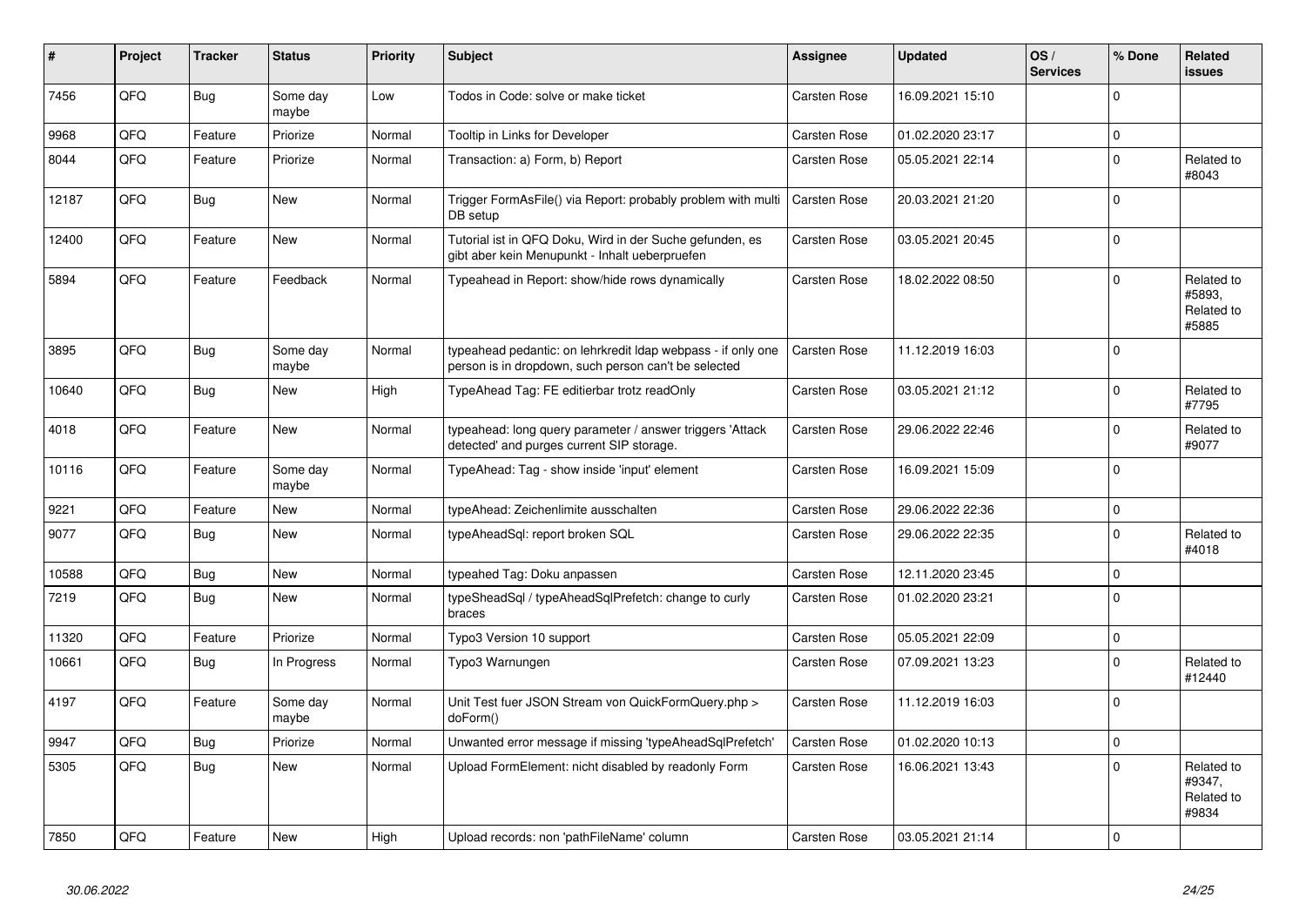| # | Project | Tracker | Status | Priority | Subject | Assignee | Updated | OS / Services | % Done | Related issues |
|---|---|---|---|---|---|---|---|---|---|---|
| 7456 | QFQ | Bug | Some day maybe | Low | Todos in Code: solve or make ticket | Carsten Rose | 16.09.2021 15:10 | | 0 | |
| 9968 | QFQ | Feature | Priorize | Normal | Tooltip in Links for Developer | Carsten Rose | 01.02.2020 23:17 | | 0 | |
| 8044 | QFQ | Feature | Priorize | Normal | Transaction: a) Form, b) Report | Carsten Rose | 05.05.2021 22:14 | | 0 | Related to #8043 |
| 12187 | QFQ | Bug | New | Normal | Trigger FormAsFile() via Report: probably problem with multi DB setup | Carsten Rose | 20.03.2021 21:20 | | 0 | |
| 12400 | QFQ | Feature | New | Normal | Tutorial ist in QFQ Doku, Wird in der Suche gefunden, es gibt aber kein Menupunkt - Inhalt ueberpruefen | Carsten Rose | 03.05.2021 20:45 | | 0 | |
| 5894 | QFQ | Feature | Feedback | Normal | Typeahead in Report: show/hide rows dynamically | Carsten Rose | 18.02.2022 08:50 | | 0 | Related to #5893, Related to #5885 |
| 3895 | QFQ | Bug | Some day maybe | Normal | typeahead pedantic: on lehrkredit ldap webpass - if only one person is in dropdown, such person can't be selected | Carsten Rose | 11.12.2019 16:03 | | 0 | |
| 10640 | QFQ | Bug | New | High | TypeAhead Tag: FE editierbar trotz readOnly | Carsten Rose | 03.05.2021 21:12 | | 0 | Related to #7795 |
| 4018 | QFQ | Feature | New | Normal | typeahead: long query parameter / answer triggers 'Attack detected' and purges current SIP storage. | Carsten Rose | 29.06.2022 22:46 | | 0 | Related to #9077 |
| 10116 | QFQ | Feature | Some day maybe | Normal | TypeAhead: Tag - show inside 'input' element | Carsten Rose | 16.09.2021 15:09 | | 0 | |
| 9221 | QFQ | Feature | New | Normal | typeAhead: Zeichenlimite ausschalten | Carsten Rose | 29.06.2022 22:36 | | 0 | |
| 9077 | QFQ | Bug | New | Normal | typeAheadSql: report broken SQL | Carsten Rose | 29.06.2022 22:35 | | 0 | Related to #4018 |
| 10588 | QFQ | Bug | New | Normal | typeahed Tag: Doku anpassen | Carsten Rose | 12.11.2020 23:45 | | 0 | |
| 7219 | QFQ | Bug | New | Normal | typeSheadSql / typeAheadSqlPrefetch: change to curly braces | Carsten Rose | 01.02.2020 23:21 | | 0 | |
| 11320 | QFQ | Feature | Priorize | Normal | Typo3 Version 10 support | Carsten Rose | 05.05.2021 22:09 | | 0 | |
| 10661 | QFQ | Bug | In Progress | Normal | Typo3 Warnungen | Carsten Rose | 07.09.2021 13:23 | | 0 | Related to #12440 |
| 4197 | QFQ | Feature | Some day maybe | Normal | Unit Test fuer JSON Stream von QuickFormQuery.php > doForm() | Carsten Rose | 11.12.2019 16:03 | | 0 | |
| 9947 | QFQ | Bug | Priorize | Normal | Unwanted error message if missing 'typeAheadSqlPrefetch' | Carsten Rose | 01.02.2020 10:13 | | 0 | |
| 5305 | QFQ | Bug | New | Normal | Upload FormElement: nicht disabled by readonly Form | Carsten Rose | 16.06.2021 13:43 | | 0 | Related to #9347, Related to #9834 |
| 7850 | QFQ | Feature | New | High | Upload records: non 'pathFileName' column | Carsten Rose | 03.05.2021 21:14 | | 0 | |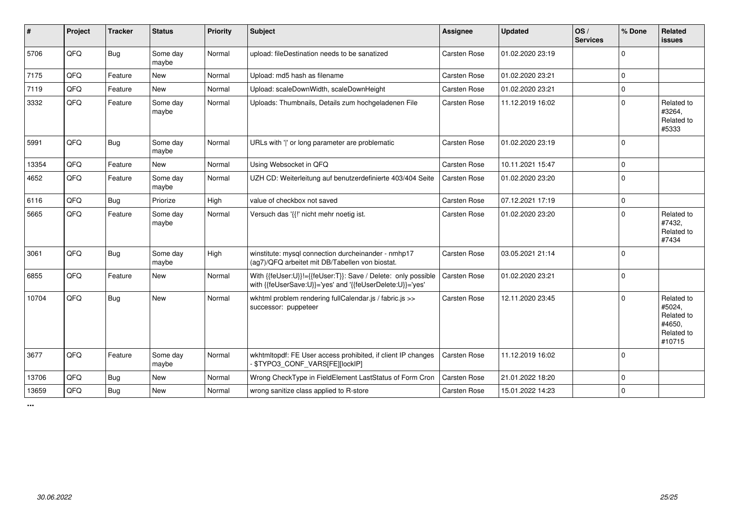| # | Project | Tracker | Status | Priority | Subject | Assignee | Updated | OS / Services | % Done | Related issues |
|---|---|---|---|---|---|---|---|---|---|---|
| 5706 | QFQ | Bug | Some day maybe | Normal | upload: fileDestination needs to be sanatized | Carsten Rose | 01.02.2020 23:19 | | 0 | |
| 7175 | QFQ | Feature | New | Normal | Upload: md5 hash as filename | Carsten Rose | 01.02.2020 23:21 | | 0 | |
| 7119 | QFQ | Feature | New | Normal | Upload: scaleDownWidth, scaleDownHeight | Carsten Rose | 01.02.2020 23:21 | | 0 | |
| 3332 | QFQ | Feature | Some day maybe | Normal | Uploads: Thumbnails, Details zum hochgeladenen File | Carsten Rose | 11.12.2019 16:02 | | 0 | Related to #3264, Related to #5333 |
| 5991 | QFQ | Bug | Some day maybe | Normal | URLs with '\|' or long parameter are problematic | Carsten Rose | 01.02.2020 23:19 | | 0 | |
| 13354 | QFQ | Feature | New | Normal | Using Websocket in QFQ | Carsten Rose | 10.11.2021 15:47 | | 0 | |
| 4652 | QFQ | Feature | Some day maybe | Normal | UZH CD: Weiterleitung auf benutzerdefinierte 403/404 Seite | Carsten Rose | 01.02.2020 23:20 | | 0 | |
| 6116 | QFQ | Bug | Priorize | High | value of checkbox not saved | Carsten Rose | 07.12.2021 17:19 | | 0 | |
| 5665 | QFQ | Feature | Some day maybe | Normal | Versuch das '{{!' nicht mehr noetig ist. | Carsten Rose | 01.02.2020 23:20 | | 0 | Related to #7432, Related to #7434 |
| 3061 | QFQ | Bug | Some day maybe | High | winstitute: mysql connection durcheinander - nmhp17 (ag7)/QFQ arbeitet mit DB/Tabellen von biostat. | Carsten Rose | 03.05.2021 21:14 | | 0 | |
| 6855 | QFQ | Feature | New | Normal | With {{feUser:U}}!={{feUser:T}}: Save / Delete: only possible with {{feUserSave:U}}='yes' and '{{feUserDelete:U}}='yes' | Carsten Rose | 01.02.2020 23:21 | | 0 | |
| 10704 | QFQ | Bug | New | Normal | wkhtml problem rendering fullCalendar.js / fabric.js >> successor: puppeteer | Carsten Rose | 12.11.2020 23:45 | | 0 | Related to #5024, Related to #4650, Related to #10715 |
| 3677 | QFQ | Feature | Some day maybe | Normal | wkhtmltopdf: FE User access prohibited, if client IP changes - $TYPO3_CONF_VARS[FE][lockIP] | Carsten Rose | 11.12.2019 16:02 | | 0 | |
| 13706 | QFQ | Bug | New | Normal | Wrong CheckType in FieldElement LastStatus of Form Cron | Carsten Rose | 21.01.2022 18:20 | | 0 | |
| 13659 | QFQ | Bug | New | Normal | wrong sanitize class applied to R-store | Carsten Rose | 15.01.2022 14:23 | | 0 | |

...